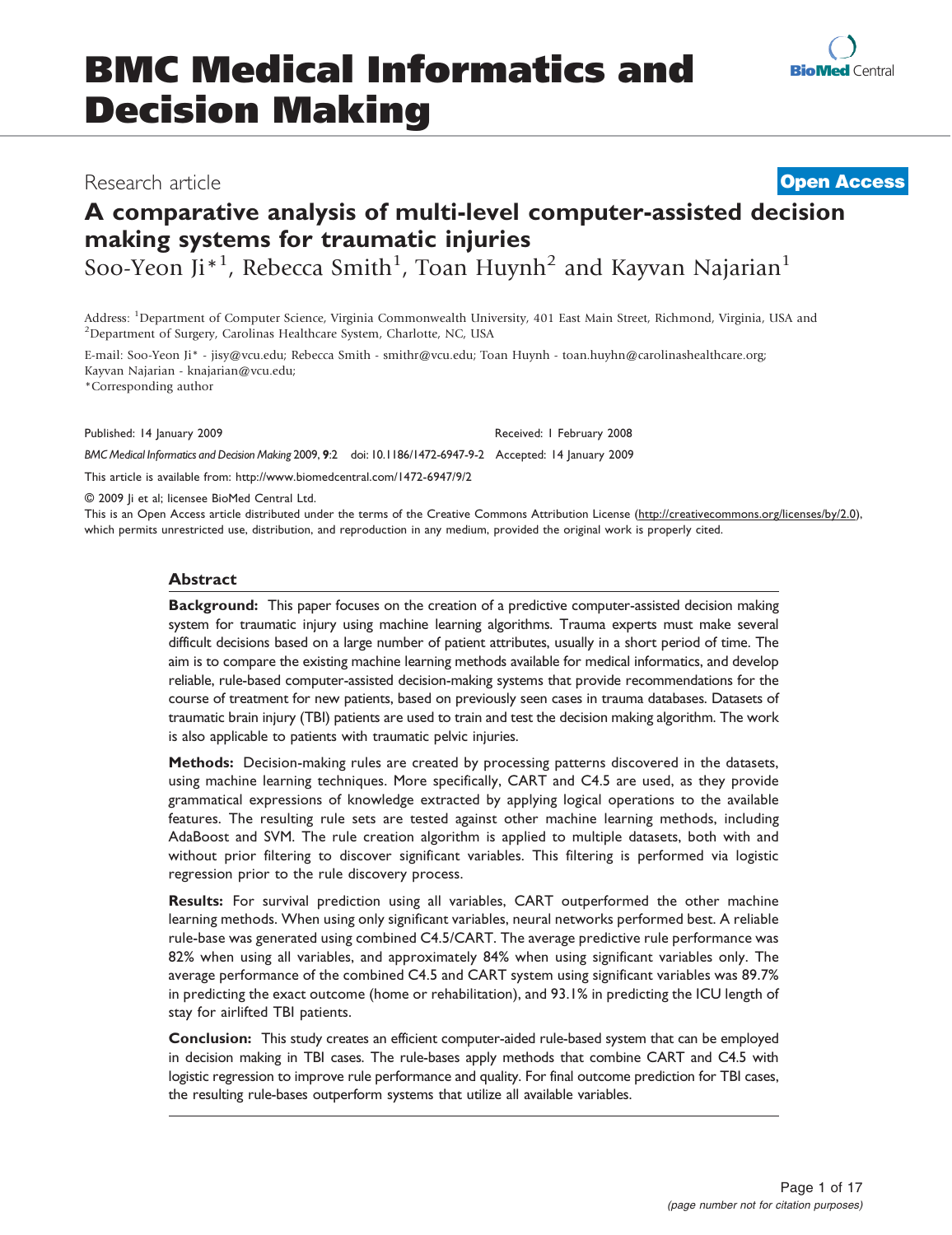# BMC Medical Informatics and Decision Making

Research article **Open Access**

## A comparative analysis of multi-level computer-assisted decision making systems for traumatic injuries

Soo-Yeon Ji*[1], Rebecca Smith[1], Toan Huynh[2] and Kayvan Najarian[1]

Address: [1]Department of Computer Science, Virginia Commonwealth University, 401 East Main Street, Richmond, Virginia, USA and [2]Department of Surgery, Carolinas Healthcare System, Charlotte, NC, USA

E-mail: Soo-Yeon Ji* - jisy@vcu.edu; Rebecca Smith - smithr@vcu.edu; Toan Huynh - toan.huyhn@carolinashealthcare.org; Kayvan Najarian - knajarian@vcu.edu;
*Corresponding author

Published: 14 January 2009 Received: 1 February 2008

*BMC Medical Informatics and Decision Making* 2009, **9**:2 doi: 10.1186/1472-6947-9-2 Accepted: 14 January 2009

This article is available from: http://www.biomedcentral.com/1472-6947/9/2

© 2009 Ji et al; licensee BioMed Central Ltd.
This is an Open Access article distributed under the terms of the Creative Commons Attribution License (http://creativecommons.org/licenses/by/2.0), which permits unrestricted use, distribution, and reproduction in any medium, provided the original work is properly cited.

### Abstract

**Background:** This paper focuses on the creation of a predictive computer-assisted decision making system for traumatic injury using machine learning algorithms. Trauma experts must make several difficult decisions based on a large number of patient attributes, usually in a short period of time. The aim is to compare the existing machine learning methods available for medical informatics, and develop reliable, rule-based computer-assisted decision-making systems that provide recommendations for the course of treatment for new patients, based on previously seen cases in trauma databases. Datasets of traumatic brain injury (TBI) patients are used to train and test the decision making algorithm. The work is also applicable to patients with traumatic pelvic injuries.

**Methods:** Decision-making rules are created by processing patterns discovered in the datasets, using machine learning techniques. More specifically, CART and C4.5 are used, as they provide grammatical expressions of knowledge extracted by applying logical operations to the available features. The resulting rule sets are tested against other machine learning methods, including AdaBoost and SVM. The rule creation algorithm is applied to multiple datasets, both with and without prior filtering to discover significant variables. This filtering is performed via logistic regression prior to the rule discovery process.

**Results:** For survival prediction using all variables, CART outperformed the other machine learning methods. When using only significant variables, neural networks performed best. A reliable rule-base was generated using combined C4.5/CART. The average predictive rule performance was 82% when using all variables, and approximately 84% when using significant variables only. The average performance of the combined C4.5 and CART system using significant variables was 89.7% in predicting the exact outcome (home or rehabilitation), and 93.1% in predicting the ICU length of stay for airlifted TBI patients.

**Conclusion:** This study creates an efficient computer-aided rule-based system that can be employed in decision making in TBI cases. The rule-bases apply methods that combine CART and C4.5 with logistic regression to improve rule performance and quality. For final outcome prediction for TBI cases, the resulting rule-bases outperform systems that utilize all available variables.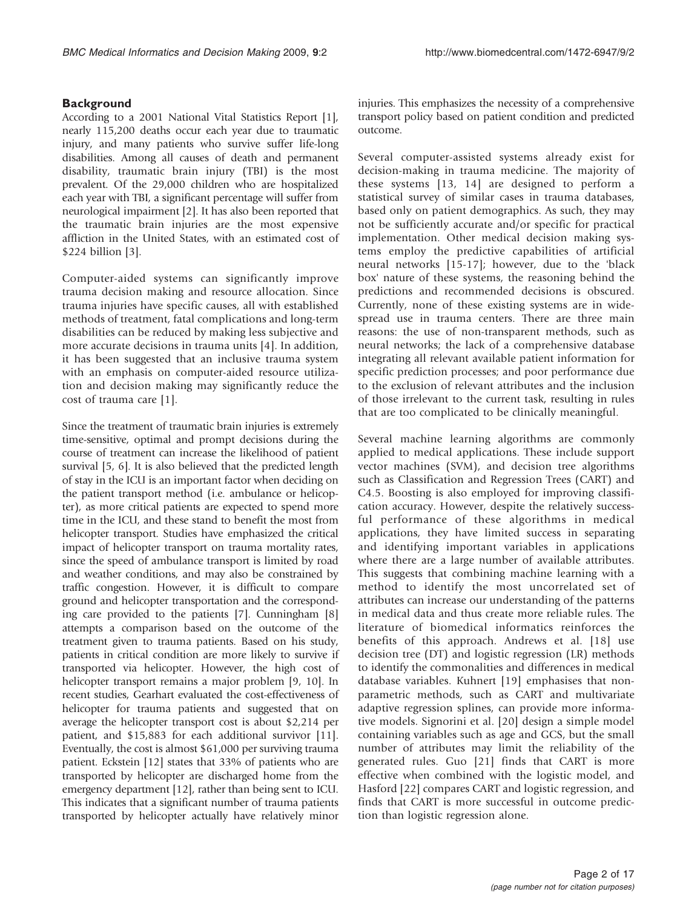## Background

According to a 2001 National Vital Statistics Report [1], nearly 115,200 deaths occur each year due to traumatic injury, and many patients who survive suffer life-long disabilities. Among all causes of death and permanent disability, traumatic brain injury (TBI) is the most prevalent. Of the 29,000 children who are hospitalized each year with TBI, a significant percentage will suffer from neurological impairment [2]. It has also been reported that the traumatic brain injuries are the most expensive affliction in the United States, with an estimated cost of \$224 billion [3].

Computer-aided systems can significantly improve trauma decision making and resource allocation. Since trauma injuries have specific causes, all with established methods of treatment, fatal complications and long-term disabilities can be reduced by making less subjective and more accurate decisions in trauma units [4]. In addition, it has been suggested that an inclusive trauma system with an emphasis on computer-aided resource utilization and decision making may significantly reduce the cost of trauma care [1].

Since the treatment of traumatic brain injuries is extremely time-sensitive, optimal and prompt decisions during the course of treatment can increase the likelihood of patient survival [5, 6]. It is also believed that the predicted length of stay in the ICU is an important factor when deciding on the patient transport method (i.e. ambulance or helicopter), as more critical patients are expected to spend more time in the ICU, and these stand to benefit the most from helicopter transport. Studies have emphasized the critical impact of helicopter transport on trauma mortality rates, since the speed of ambulance transport is limited by road and weather conditions, and may also be constrained by traffic congestion. However, it is difficult to compare ground and helicopter transportation and the corresponding care provided to the patients [7]. Cunningham [8] attempts a comparison based on the outcome of the treatment given to trauma patients. Based on his study, patients in critical condition are more likely to survive if transported via helicopter. However, the high cost of helicopter transport remains a major problem [9, 10]. In recent studies, Gearhart evaluated the cost-effectiveness of helicopter for trauma patients and suggested that on average the helicopter transport cost is about \$2,214 per patient, and \$15,883 for each additional survivor [11]. Eventually, the cost is almost \$61,000 per surviving trauma patient. Eckstein [12] states that 33% of patients who are transported by helicopter are discharged home from the emergency department [12], rather than being sent to ICU. This indicates that a significant number of trauma patients transported by helicopter actually have relatively minor injuries. This emphasizes the necessity of a comprehensive transport policy based on patient condition and predicted outcome.

Several computer-assisted systems already exist for decision-making in trauma medicine. The majority of these systems [13, 14] are designed to perform a statistical survey of similar cases in trauma databases, based only on patient demographics. As such, they may not be sufficiently accurate and/or specific for practical implementation. Other medical decision making systems employ the predictive capabilities of artificial neural networks [15-17]; however, due to the 'black box' nature of these systems, the reasoning behind the predictions and recommended decisions is obscured. Currently, none of these existing systems are in widespread use in trauma centers. There are three main reasons: the use of non-transparent methods, such as neural networks; the lack of a comprehensive database integrating all relevant available patient information for specific prediction processes; and poor performance due to the exclusion of relevant attributes and the inclusion of those irrelevant to the current task, resulting in rules that are too complicated to be clinically meaningful.

Several machine learning algorithms are commonly applied to medical applications. These include support vector machines (SVM), and decision tree algorithms such as Classification and Regression Trees (CART) and C4.5. Boosting is also employed for improving classification accuracy. However, despite the relatively successful performance of these algorithms in medical applications, they have limited success in separating and identifying important variables in applications where there are a large number of available attributes. This suggests that combining machine learning with a method to identify the most uncorrelated set of attributes can increase our understanding of the patterns in medical data and thus create more reliable rules. The literature of biomedical informatics reinforces the benefits of this approach. Andrews et al. [18] use decision tree (DT) and logistic regression (LR) methods to identify the commonalities and differences in medical database variables. Kuhnert [19] emphasises that non-parametric methods, such as CART and multivariate adaptive regression splines, can provide more informative models. Signorini et al. [20] design a simple model containing variables such as age and GCS, but the small number of attributes may limit the reliability of the generated rules. Guo [21] finds that CART is more effective when combined with the logistic model, and Hasford [22] compares CART and logistic regression, and finds that CART is more successful in outcome prediction than logistic regression alone.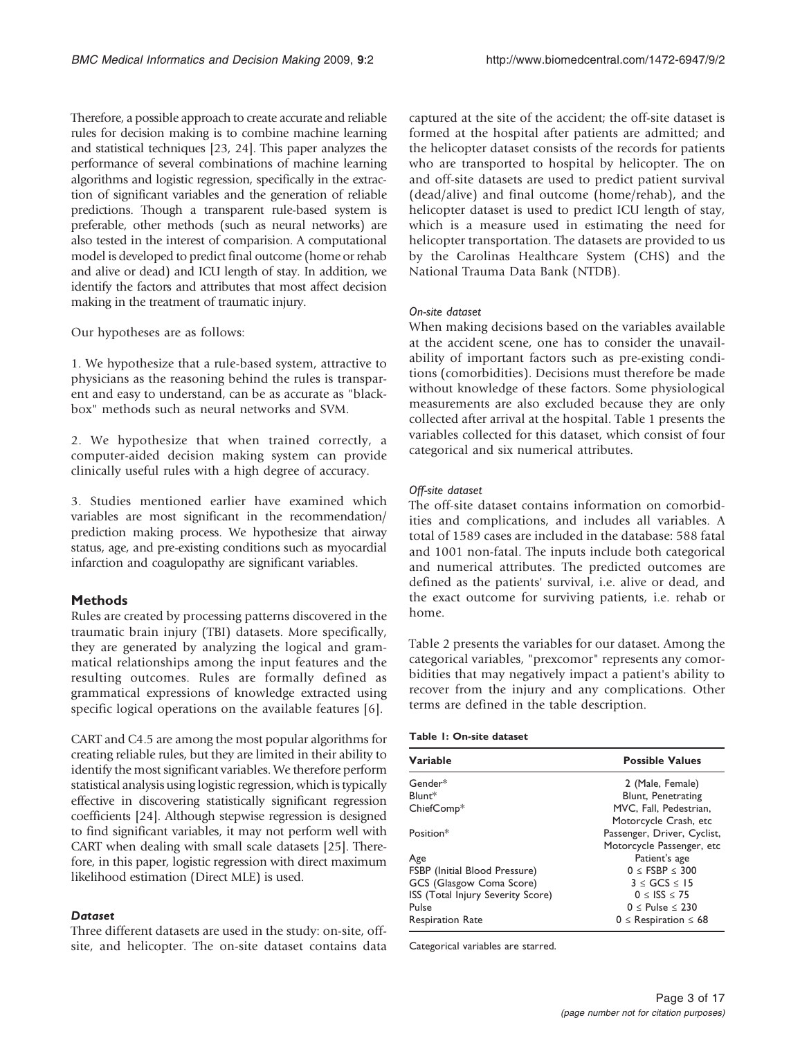Therefore, a possible approach to create accurate and reliable rules for decision making is to combine machine learning and statistical techniques [23, 24]. This paper analyzes the performance of several combinations of machine learning algorithms and logistic regression, specifically in the extraction of significant variables and the generation of reliable predictions. Though a transparent rule-based system is preferable, other methods (such as neural networks) are also tested in the interest of comparision. A computational model is developed to predict final outcome (home or rehab and alive or dead) and ICU length of stay. In addition, we identify the factors and attributes that most affect decision making in the treatment of traumatic injury.

Our hypotheses are as follows:

1. We hypothesize that a rule-based system, attractive to physicians as the reasoning behind the rules is transparent and easy to understand, can be as accurate as "black-box" methods such as neural networks and SVM.

2. We hypothesize that when trained correctly, a computer-aided decision making system can provide clinically useful rules with a high degree of accuracy.

3. Studies mentioned earlier have examined which variables are most significant in the recommendation/prediction making process. We hypothesize that airway status, age, and pre-existing conditions such as myocardial infarction and coagulopathy are significant variables.

## Methods

Rules are created by processing patterns discovered in the traumatic brain injury (TBI) datasets. More specifically, they are generated by analyzing the logical and grammatical relationships among the input features and the resulting outcomes. Rules are formally defined as grammatical expressions of knowledge extracted using specific logical operations on the available features [6].

CART and C4.5 are among the most popular algorithms for creating reliable rules, but they are limited in their ability to identify the most significant variables. We therefore perform statistical analysis using logistic regression, which is typically effective in discovering statistically significant regression coefficients [24]. Although stepwise regression is designed to find significant variables, it may not perform well with CART when dealing with small scale datasets [25]. Therefore, in this paper, logistic regression with direct maximum likelihood estimation (Direct MLE) is used.

### Dataset

Three different datasets are used in the study: on-site, off-site, and helicopter. The on-site dataset contains data captured at the site of the accident; the off-site dataset is formed at the hospital after patients are admitted; and the helicopter dataset consists of the records for patients who are transported to hospital by helicopter. The on and off-site datasets are used to predict patient survival (dead/alive) and final outcome (home/rehab), and the helicopter dataset is used to predict ICU length of stay, which is a measure used in estimating the need for helicopter transportation. The datasets are provided to us by the Carolinas Healthcare System (CHS) and the National Trauma Data Bank (NTDB).

#### *On-site dataset*

When making decisions based on the variables available at the accident scene, one has to consider the unavailability of important factors such as pre-existing conditions (comorbidities). Decisions must therefore be made without knowledge of these factors. Some physiological measurements are also excluded because they are only collected after arrival at the hospital. Table 1 presents the variables collected for this dataset, which consist of four categorical and six numerical attributes.

#### *Off-site dataset*

The off-site dataset contains information on comorbidities and complications, and includes all variables. A total of 1589 cases are included in the database: 588 fatal and 1001 non-fatal. The inputs include both categorical and numerical attributes. The predicted outcomes are defined as the patients' survival, i.e. alive or dead, and the exact outcome for surviving patients, i.e. rehab or home.

Table 2 presents the variables for our dataset. Among the categorical variables, "prexcomor" represents any comorbidities that may negatively impact a patient's ability to recover from the injury and any complications. Other terms are defined in the table description.

**Table 1: On-site dataset**

| Variable | Possible Values |
|---|---|
| Gender* | 2 (Male, Female) |
| Blunt* | Blunt, Penetrating |
| ChiefComp* | MVC, Fall, Pedestrian, Motorcycle Crash, etc |
| Position* | Passenger, Driver, Cyclist, Motorcycle Passenger, etc |
| Age | Patient's age |
| FSBP (Initial Blood Pressure) | $0 \leq \text{FSBP} \leq 300$ |
| GCS (Glasgow Coma Score) | $3 \leq \text{GCS} \leq 15$ |
| ISS (Total Injury Severity Score) | $0 \leq \text{ISS} \leq 75$ |
| Pulse | $0 \leq \text{Pulse} \leq 230$ |
| Respiration Rate | $0 \leq \text{Respiration} \leq 68$ |

Categorical variables are starred.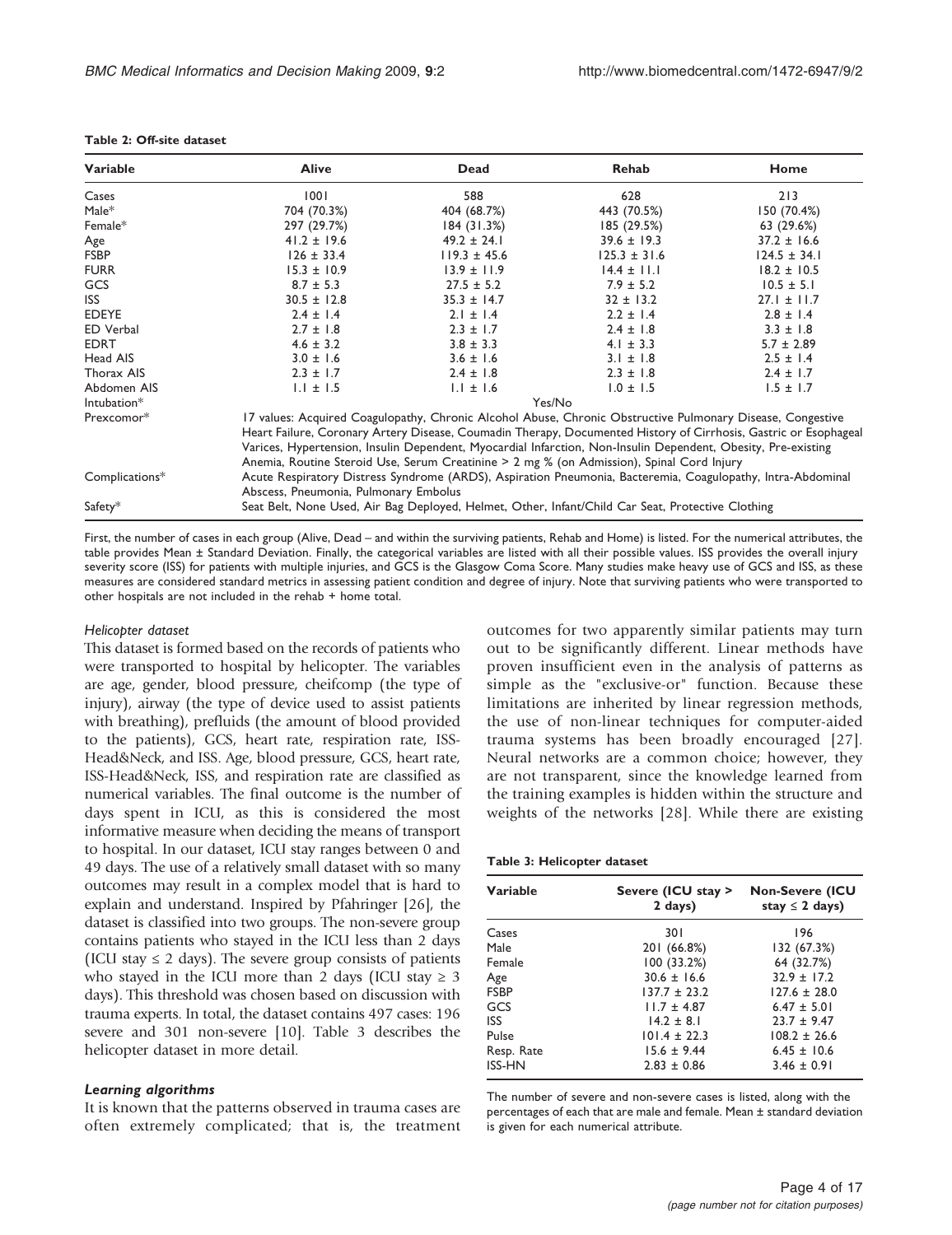**Table 2: Off-site dataset**

| Variable | Alive | Dead | Rehab | Home |
|---|---|---|---|---|
| Cases | 1001 | 588 | 628 | 213 |
| Male* | 704 (70.3%) | 404 (68.7%) | 443 (70.5%) | 150 (70.4%) |
| Female* | 297 (29.7%) | 184 (31.3%) | 185 (29.5%) | 63 (29.6%) |
| Age | 41.2 ± 19.6 | 49.2 ± 24.1 | 39.6 ± 19.3 | 37.2 ± 16.6 |
| FSBP | 126 ± 33.4 | 119.3 ± 45.6 | 125.3 ± 31.6 | 124.5 ± 34.1 |
| FURR | 15.3 ± 10.9 | 13.9 ± 11.9 | 14.4 ± 11.1 | 18.2 ± 10.5 |
| GCS | 8.7 ± 5.3 | 27.5 ± 5.2 | 7.9 ± 5.2 | 10.5 ± 5.1 |
| ISS | 30.5 ± 12.8 | 35.3 ± 14.7 | 32 ± 13.2 | 27.1 ± 11.7 |
| EDEYE | 2.4 ± 1.4 | 2.1 ± 1.4 | 2.2 ± 1.4 | 2.8 ± 1.4 |
| ED Verbal | 2.7 ± 1.8 | 2.3 ± 1.7 | 2.4 ± 1.8 | 3.3 ± 1.8 |
| EDRT | 4.6 ± 3.2 | 3.8 ± 3.3 | 4.1 ± 3.3 | 5.7 ± 2.89 |
| Head AIS | 3.0 ± 1.6 | 3.6 ± 1.6 | 3.1 ± 1.8 | 2.5 ± 1.4 |
| Thorax AIS | 2.3 ± 1.7 | 2.4 ± 1.8 | 2.3 ± 1.8 | 2.4 ± 1.7 |
| Abdomen AIS | 1.1 ± 1.5 | 1.1 ± 1.6 | 1.0 ± 1.5 | 1.5 ± 1.7 |
| Intubation* | Yes/No | | | |
| Prexcomor* | 17 values: Acquired Coagulopathy, Chronic Alcohol Abuse, Chronic Obstructive Pulmonary Disease, Congestive Heart Failure, Coronary Artery Disease, Coumadin Therapy, Documented History of Cirrhosis, Gastric or Esophageal Varices, Hypertension, Insulin Dependent, Myocardial Infarction, Non-Insulin Dependent, Obesity, Pre-existing Anemia, Routine Steroid Use, Serum Creatinine > 2 mg % (on Admission), Spinal Cord Injury | | | |
| Complications* | Acute Respiratory Distress Syndrome (ARDS), Aspiration Pneumonia, Bacteremia, Coagulopathy, Intra-Abdominal Abscess, Pneumonia, Pulmonary Embolus | | | |
| Safety* | Seat Belt, None Used, Air Bag Deployed, Helmet, Other, Infant/Child Car Seat, Protective Clothing | | | |

First, the number of cases in each group (Alive, Dead – and within the surviving patients, Rehab and Home) is listed. For the numerical attributes, the table provides Mean ± Standard Deviation. Finally, the categorical variables are listed with all their possible values. ISS provides the overall injury severity score (ISS) for patients with multiple injuries, and GCS is the Glasgow Coma Score. Many studies make heavy use of GCS and ISS, as these measures are considered standard metrics in assessing patient condition and degree of injury. Note that surviving patients who were transported to other hospitals are not included in the rehab + home total.

*Helicopter dataset*

This dataset is formed based on the records of patients who were transported to hospital by helicopter. The variables are age, gender, blood pressure, cheifcomp (the type of injury), airway (the type of device used to assist patients with breathing), prefluids (the amount of blood provided to the patients), GCS, heart rate, respiration rate, ISS-Head&Neck, and ISS. Age, blood pressure, GCS, heart rate, ISS-Head&Neck, ISS, and respiration rate are classified as numerical variables. The final outcome is the number of days spent in ICU, as this is considered the most informative measure when deciding the means of transport to hospital. In our dataset, ICU stay ranges between 0 and 49 days. The use of a relatively small dataset with so many outcomes may result in a complex model that is hard to explain and understand. Inspired by Pfahringer [26], the dataset is classified into two groups. The non-severe group contains patients who stayed in the ICU less than 2 days (ICU stay ≤ 2 days). The severe group consists of patients who stayed in the ICU more than 2 days (ICU stay ≥ 3 days). This threshold was chosen based on discussion with trauma experts. In total, the dataset contains 497 cases: 196 severe and 301 non-severe [10]. Table 3 describes the helicopter dataset in more detail.

### *Learning algorithms*

It is known that the patterns observed in trauma cases are often extremely complicated; that is, the treatment outcomes for two apparently similar patients may turn out to be significantly different. Linear methods have proven insufficient even in the analysis of patterns as simple as the "exclusive-or" function. Because these limitations are inherited by linear regression methods, the use of non-linear techniques for computer-aided trauma systems has been broadly encouraged [27]. Neural networks are a common choice; however, they are not transparent, since the knowledge learned from the training examples is hidden within the structure and weights of the networks [28]. While there are existing

**Table 3: Helicopter dataset**

| Variable | Severe (ICU stay > 2 days) | Non-Severe (ICU stay ≤ 2 days) |
|---|---|---|
| Cases | 301 | 196 |
| Male | 201 (66.8%) | 132 (67.3%) |
| Female | 100 (33.2%) | 64 (32.7%) |
| Age | 30.6 ± 16.6 | 32.9 ± 17.2 |
| FSBP | 137.7 ± 23.2 | 127.6 ± 28.0 |
| GCS | 11.7 ± 4.87 | 6.47 ± 5.01 |
| ISS | 14.2 ± 8.1 | 23.7 ± 9.47 |
| Pulse | 101.4 ± 22.3 | 108.2 ± 26.6 |
| Resp. Rate | 15.6 ± 9.44 | 6.45 ± 10.6 |
| ISS-HN | 2.83 ± 0.86 | 3.46 ± 0.91 |

The number of severe and non-severe cases is listed, along with the percentages of each that are male and female. Mean ± standard deviation is given for each numerical attribute.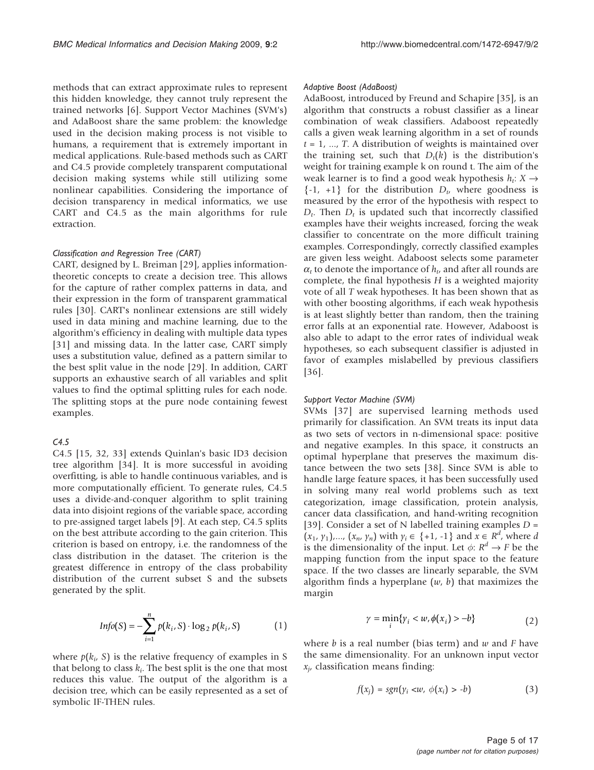methods that can extract approximate rules to represent this hidden knowledge, they cannot truly represent the trained networks [6]. Support Vector Machines (SVM's) and AdaBoost share the same problem: the knowledge used in the decision making process is not visible to humans, a requirement that is extremely important in medical applications. Rule-based methods such as CART and C4.5 provide completely transparent computational decision making systems while still utilizing some nonlinear capabilities. Considering the importance of decision transparency in medical informatics, we use CART and C4.5 as the main algorithms for rule extraction.

#### *Classification and Regression Tree (CART)*

CART, designed by L. Breiman [29], applies information-theoretic concepts to create a decision tree. This allows for the capture of rather complex patterns in data, and their expression in the form of transparent grammatical rules [30]. CART's nonlinear extensions are still widely used in data mining and machine learning, due to the algorithm's efficiency in dealing with multiple data types [31] and missing data. In the latter case, CART simply uses a substitution value, defined as a pattern similar to the best split value in the node [29]. In addition, CART supports an exhaustive search of all variables and split values to find the optimal splitting rules for each node. The splitting stops at the pure node containing fewest examples.

#### *C4.5*

C4.5 [15, 32, 33] extends Quinlan's basic ID3 decision tree algorithm [34]. It is more successful in avoiding overfitting, is able to handle continuous variables, and is more computationally efficient. To generate rules, C4.5 uses a divide-and-conquer algorithm to split training data into disjoint regions of the variable space, according to pre-assigned target labels [9]. At each step, C4.5 splits on the best attribute according to the gain criterion. This criterion is based on entropy, i.e. the randomness of the class distribution in the dataset. The criterion is the greatest difference in entropy of the class probability distribution of the current subset S and the subsets generated by the split.

$$Info(S) = -\sum_{i=1}^{n} p(k_i, S) \cdot \log_2 p(k_i, S) \tag{1}$$

where $p(k_i, S)$ is the relative frequency of examples in S that belong to class $k_i$. The best split is the one that most reduces this value. The output of the algorithm is a decision tree, which can be easily represented as a set of symbolic IF-THEN rules.

#### *Adaptive Boost (AdaBoost)*

AdaBoost, introduced by Freund and Schapire [35], is an algorithm that constructs a robust classifier as a linear combination of weak classifiers. Adaboost repeatedly calls a given weak learning algorithm in a set of rounds $t = 1, ..., T$. A distribution of weights is maintained over the training set, such that $D_t(k)$ is the distribution's weight for training example k on round t. The aim of the weak learner is to find a good weak hypothesis $h_t: X \rightarrow \{-1, +1\}$ for the distribution $D_t$, where goodness is measured by the error of the hypothesis with respect to $D_t$. Then $D_t$ is updated such that incorrectly classified examples have their weights increased, forcing the weak classifier to concentrate on the more difficult training examples. Correspondingly, correctly classified examples are given less weight. Adaboost selects some parameter $\alpha_t$ to denote the importance of $h_t$, and after all rounds are complete, the final hypothesis $H$ is a weighted majority vote of all $T$ weak hypotheses. It has been shown that as with other boosting algorithms, if each weak hypothesis is at least slightly better than random, then the training error falls at an exponential rate. However, Adaboost is also able to adapt to the error rates of individual weak hypotheses, so each subsequent classifier is adjusted in favor of examples mislabelled by previous classifiers [36].

#### *Support Vector Machine (SVM)*

SVMs [37] are supervised learning methods used primarily for classification. An SVM treats its input data as two sets of vectors in n-dimensional space: positive and negative examples. In this space, it constructs an optimal hyperplane that preserves the maximum distance between the two sets [38]. Since SVM is able to handle large feature spaces, it has been successfully used in solving many real world problems such as text categorization, image classification, protein analysis, cancer data classification, and hand-writing recognition [39]. Consider a set of N labelled training examples $D = (x_1, y_1), ..., (x_n, y_n)$ with $y_i \in \{+1, -1\}$ and $x \in R^d$, where $d$ is the dimensionality of the input. Let $\phi: R^d \rightarrow F$ be the mapping function from the input space to the feature space. If the two classes are linearly separable, the SVM algorithm finds a hyperplane $(w, b)$ that maximizes the margin

$$\gamma = \min_i \{y_i < w, \phi(x_i) > -b\} \tag{2}$$

where $b$ is a real number (bias term) and $w$ and $F$ have the same dimensionality. For an unknown input vector $x_j$, classification means finding:

$$f(x_j) = sgn(y_i < w, \phi(x_i) > -b) \tag{3}$$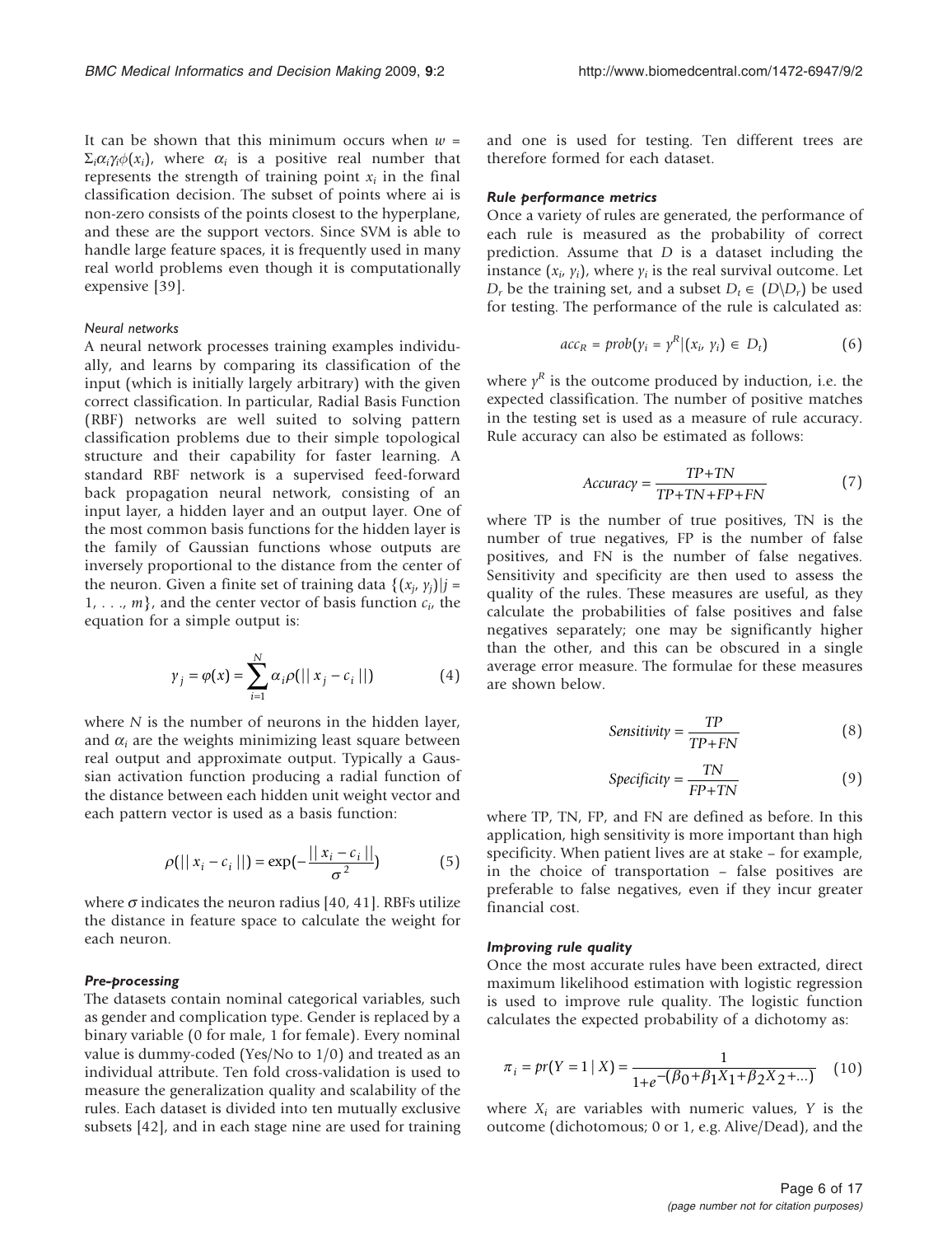It can be shown that this minimum occurs when $w = \Sigma_i \alpha_i \gamma_i \phi(x_i)$, where $\alpha_i$ is a positive real number that represents the strength of training point $x_i$ in the final classification decision. The subset of points where ai is non-zero consists of the points closest to the hyperplane, and these are the support vectors. Since SVM is able to handle large feature spaces, it is frequently used in many real world problems even though it is computationally expensive [39].

#### Neural networks

A neural network processes training examples individually, and learns by comparing its classification of the input (which is initially largely arbitrary) with the given correct classification. In particular, Radial Basis Function (RBF) networks are well suited to solving pattern classification problems due to their simple topological structure and their capability for faster learning. A standard RBF network is a supervised feed-forward back propagation neural network, consisting of an input layer, a hidden layer and an output layer. One of the most common basis functions for the hidden layer is the family of Gaussian functions whose outputs are inversely proportional to the distance from the center of the neuron. Given a finite set of training data $\{(x_j, y_j) | j = 1, \ldots, m\}$, and the center vector of basis function $c_i$, the equation for a simple output is:

$$y_j = \varphi(x) = \sum_{i=1}^{N} \alpha_i \rho(|| x_j - c_i ||) \tag{4}$$

where $N$ is the number of neurons in the hidden layer, and $\alpha_i$ are the weights minimizing least square between real output and approximate output. Typically a Gaussian activation function producing a radial function of the distance between each hidden unit weight vector and each pattern vector is used as a basis function:

$$\rho(|| x_i - c_i ||) = \exp(-\frac{|| x_i - c_i ||}{\sigma^2}) \tag{5}$$

where $\sigma$ indicates the neuron radius [40, 41]. RBFs utilize the distance in feature space to calculate the weight for each neuron.

### Pre-processing

The datasets contain nominal categorical variables, such as gender and complication type. Gender is replaced by a binary variable (0 for male, 1 for female). Every nominal value is dummy-coded (Yes/No to 1/0) and treated as an individual attribute. Ten fold cross-validation is used to measure the generalization quality and scalability of the rules. Each dataset is divided into ten mutually exclusive subsets [42], and in each stage nine are used for training and one is used for testing. Ten different trees are therefore formed for each dataset.

### Rule performance metrics

Once a variety of rules are generated, the performance of each rule is measured as the probability of correct prediction. Assume that $D$ is a dataset including the instance $(x_i, y_i)$, where $y_i$ is the real survival outcome. Let $D_r$ be the training set, and a subset $D_t \in (D \backslash D_r)$ be used for testing. The performance of the rule is calculated as:

$$acc_R = prob(y_i = y^R | (x_i, y_i) \in D_t) \tag{6}$$

where $y^R$ is the outcome produced by induction, i.e. the expected classification. The number of positive matches in the testing set is used as a measure of rule accuracy. Rule accuracy can also be estimated as follows:

$$Accuracy = \frac{TP + TN}{TP + TN + FP + FN} \tag{7}$$

where TP is the number of true positives, TN is the number of true negatives, FP is the number of false positives, and FN is the number of false negatives. Sensitivity and specificity are then used to assess the quality of the rules. These measures are useful, as they calculate the probabilities of false positives and false negatives separately; one may be significantly higher than the other, and this can be obscured in a single average error measure. The formulae for these measures are shown below.

$$Sensitivity = \frac{TP}{TP + FN} \tag{8}$$

$$Specificity = \frac{TN}{FP + TN} \tag{9}$$

where TP, TN, FP, and FN are defined as before. In this application, high sensitivity is more important than high specificity. When patient lives are at stake – for example, in the choice of transportation – false positives are preferable to false negatives, even if they incur greater financial cost.

### Improving rule quality

Once the most accurate rules have been extracted, direct maximum likelihood estimation with logistic regression is used to improve rule quality. The logistic function calculates the expected probability of a dichotomy as:

$$\pi_i = pr(Y = 1 | X) = \frac{1}{1 + e^{-(\beta_0 + \beta_1 X_1 + \beta_2 X_2 + \ldots)}} \tag{10}$$

where $X_i$ are variables with numeric values, $Y$ is the outcome (dichotomous; 0 or 1, e.g. Alive/Dead), and the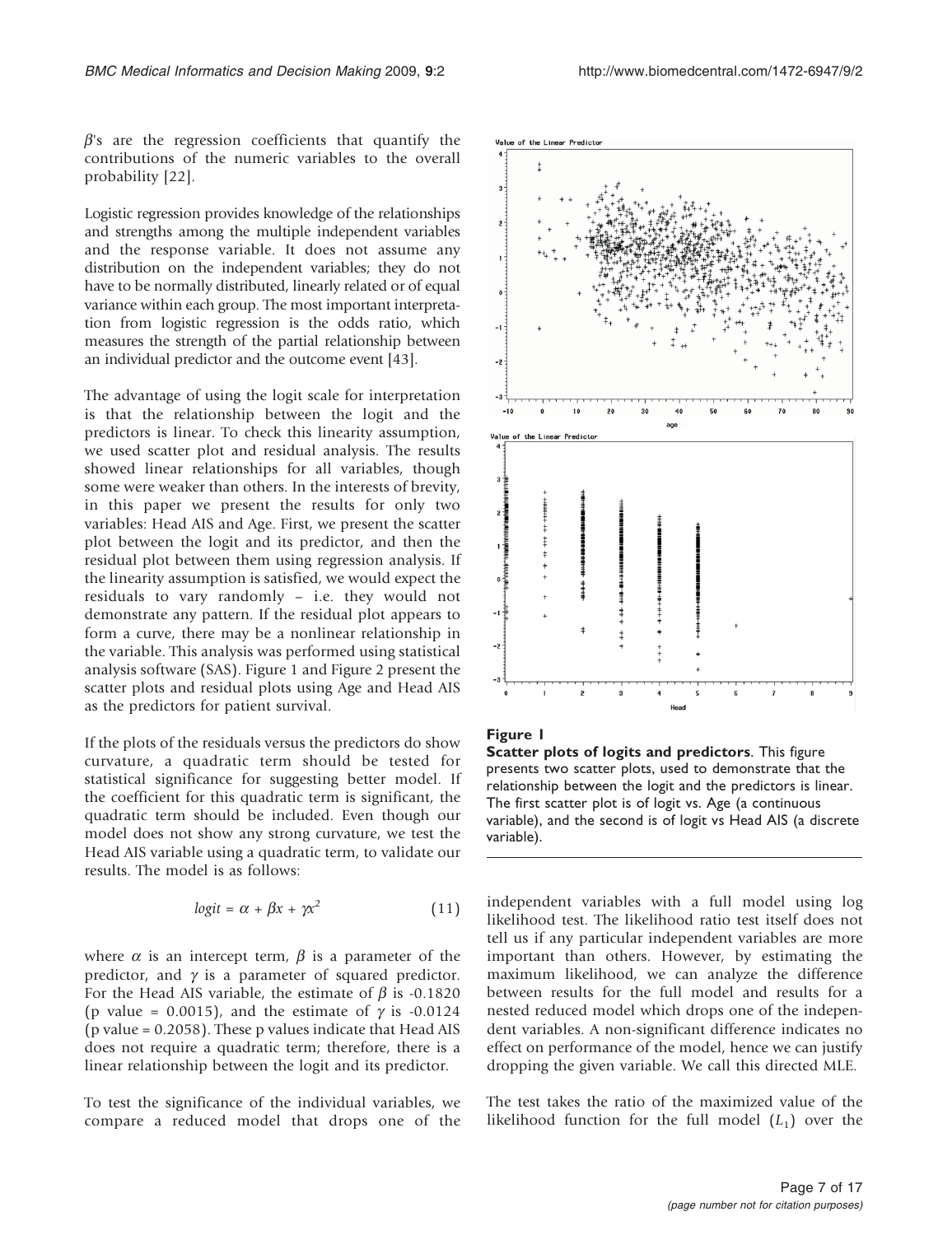$\beta$'s are the regression coefficients that quantify the contributions of the numeric variables to the overall probability [22].

Logistic regression provides knowledge of the relationships and strengths among the multiple independent variables and the response variable. It does not assume any distribution on the independent variables; they do not have to be normally distributed, linearly related or of equal variance within each group. The most important interpretation from logistic regression is the odds ratio, which measures the strength of the partial relationship between an individual predictor and the outcome event [43].

The advantage of using the logit scale for interpretation is that the relationship between the logit and the predictors is linear. To check this linearity assumption, we used scatter plot and residual analysis. The results showed linear relationships for all variables, though some were weaker than others. In the interests of brevity, in this paper we present the results for only two variables: Head AIS and Age. First, we present the scatter plot between the logit and its predictor, and then the residual plot between them using regression analysis. If the linearity assumption is satisfied, we would expect the residuals to vary randomly – i.e. they would not demonstrate any pattern. If the residual plot appears to form a curve, there may be a nonlinear relationship in the variable. This analysis was performed using statistical analysis software (SAS). Figure 1 and Figure 2 present the scatter plots and residual plots using Age and Head AIS as the predictors for patient survival.

If the plots of the residuals versus the predictors do show curvature, a quadratic term should be tested for statistical significance for suggesting better model. If the coefficient for this quadratic term is significant, the quadratic term should be included. Even though our model does not show any strong curvature, we test the Head AIS variable using a quadratic term, to validate our results. The model is as follows:

$$logit = \alpha + \beta x + \gamma x^2 \tag{11}$$

where $\alpha$ is an intercept term, $\beta$ is a parameter of the predictor, and $\gamma$ is a parameter of squared predictor. For the Head AIS variable, the estimate of $\beta$ is -0.1820 (p value = 0.0015), and the estimate of $\gamma$ is -0.0124 (p value = 0.2058). These p values indicate that Head AIS does not require a quadratic term; therefore, there is a linear relationship between the logit and its predictor.

To test the significance of the individual variables, we compare a reduced model that drops one of the independent variables with a full model using log likelihood test. The likelihood ratio test itself does not tell us if any particular independent variables are more important than others. However, by estimating the maximum likelihood, we can analyze the difference between results for the full model and results for a nested reduced model which drops one of the independent variables. A non-significant difference indicates no effect on performance of the model, hence we can justify dropping the given variable. We call this directed MLE.

The test takes the ratio of the maximized value of the likelihood function for the full model ($L_1$) over the

**Figure 1**

**Scatter plots of logits and predictors**. This figure presents two scatter plots, used to demonstrate that the relationship between the logit and the predictors is linear. The first scatter plot is of logit vs. Age (a continuous variable), and the second is of logit vs Head AIS (a discrete variable).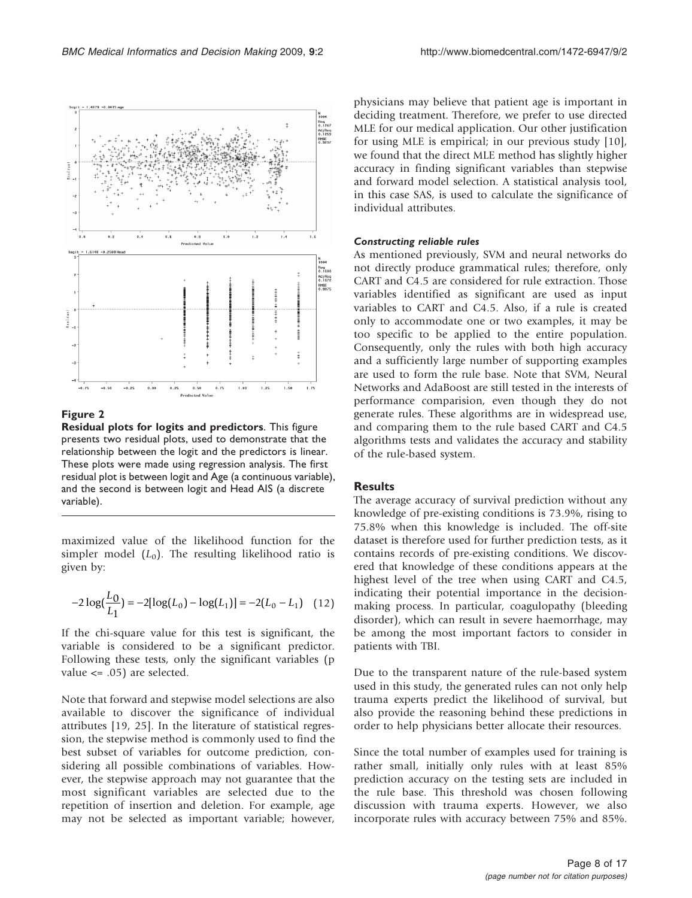**Figure 2**

**Residual plots for logits and predictors**. This figure presents two residual plots, used to demonstrate that the relationship between the logit and the predictors is linear. These plots were made using regression analysis. The first residual plot is between logit and Age (a continuous variable), and the second is between logit and Head AIS (a discrete variable).

maximized value of the likelihood function for the simpler model ($L_0$). The resulting likelihood ratio is given by:

$$-2\log(\frac{L_0}{L_1}) = -2[\log(L_0) - \log(L_1)] = -2(L_0 - L_1) \quad (12)$$

If the chi-square value for this test is significant, the variable is considered to be a significant predictor. Following these tests, only the significant variables (p value <= .05) are selected.

Note that forward and stepwise model selections are also available to discover the significance of individual attributes [19, 25]. In the literature of statistical regression, the stepwise method is commonly used to find the best subset of variables for outcome prediction, considering all possible combinations of variables. However, the stepwise approach may not guarantee that the most significant variables are selected due to the repetition of insertion and deletion. For example, age may not be selected as important variable; however, physicians may believe that patient age is important in deciding treatment. Therefore, we prefer to use directed MLE for our medical application. Our other justification for using MLE is empirical; in our previous study [10], we found that the direct MLE method has slightly higher accuracy in finding significant variables than stepwise and forward model selection. A statistical analysis tool, in this case SAS, is used to calculate the significance of individual attributes.

#### *Constructing reliable rules*

As mentioned previously, SVM and neural networks do not directly produce grammatical rules; therefore, only CART and C4.5 are considered for rule extraction. Those variables identified as significant are used as input variables to CART and C4.5. Also, if a rule is created only to accommodate one or two examples, it may be too specific to be applied to the entire population. Consequently, only the rules with both high accuracy and a sufficiently large number of supporting examples are used to form the rule base. Note that SVM, Neural Networks and AdaBoost are still tested in the interests of performance comparision, even though they do not generate rules. These algorithms are in widespread use, and comparing them to the rule based CART and C4.5 algorithms tests and validates the accuracy and stability of the rule-based system.

## Results

The average accuracy of survival prediction without any knowledge of pre-existing conditions is 73.9%, rising to 75.8% when this knowledge is included. The off-site dataset is therefore used for further prediction tests, as it contains records of pre-existing conditions. We discovered that knowledge of these conditions appears at the highest level of the tree when using CART and C4.5, indicating their potential importance in the decision-making process. In particular, coagulopathy (bleeding disorder), which can result in severe haemorrhage, may be among the most important factors to consider in patients with TBI.

Due to the transparent nature of the rule-based system used in this study, the generated rules can not only help trauma experts predict the likelihood of survival, but also provide the reasoning behind these predictions in order to help physicians better allocate their resources.

Since the total number of examples used for training is rather small, initially only rules with at least 85% prediction accuracy on the testing sets are included in the rule base. This threshold was chosen following discussion with trauma experts. However, we also incorporate rules with accuracy between 75% and 85%.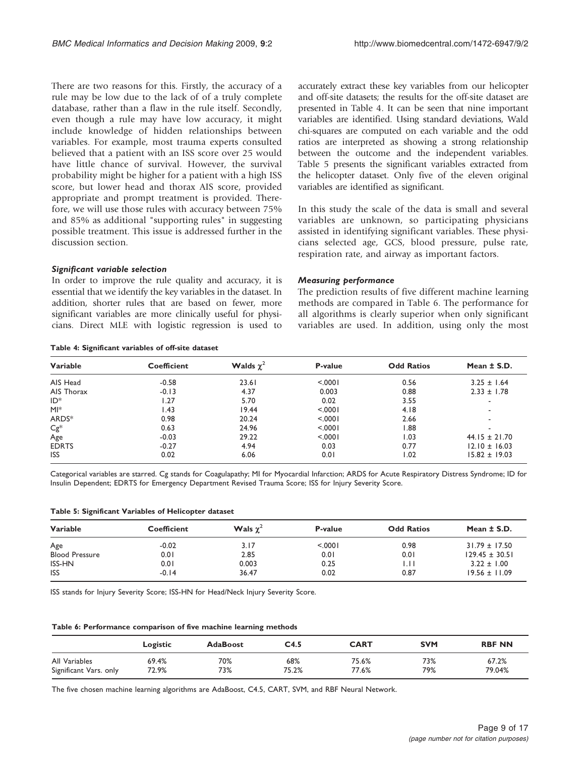There are two reasons for this. Firstly, the accuracy of a rule may be low due to the lack of of a truly complete database, rather than a flaw in the rule itself. Secondly, even though a rule may have low accuracy, it might include knowledge of hidden relationships between variables. For example, most trauma experts consulted believed that a patient with an ISS score over 25 would have little chance of survival. However, the survival probability might be higher for a patient with a high ISS score, but lower head and thorax AIS score, provided appropriate and prompt treatment is provided. Therefore, we will use those rules with accuracy between 75% and 85% as additional "supporting rules" in suggesting possible treatment. This issue is addressed further in the discussion section.

#### *Significant variable selection*

In order to improve the rule quality and accuracy, it is essential that we identify the key variables in the dataset. In addition, shorter rules that are based on fewer, more significant variables are more clinically useful for physicians. Direct MLE with logistic regression is used to accurately extract these key variables from our helicopter and off-site datasets; the results for the off-site dataset are presented in Table 4. It can be seen that nine important variables are identified. Using standard deviations, Wald chi-squares are computed on each variable and the odd ratios are interpreted as showing a strong relationship between the outcome and the independent variables. Table 5 presents the significant variables extracted from the helicopter dataset. Only five of the eleven original variables are identified as significant.

In this study the scale of the data is small and several variables are unknown, so participating physicians assisted in identifying significant variables. These physicians selected age, GCS, blood pressure, pulse rate, respiration rate, and airway as important factors.

#### *Measuring performance*

The prediction results of five different machine learning methods are compared in Table 6. The performance for all algorithms is clearly superior when only significant variables are used. In addition, using only the most

**Table 4: Significant variables of off-site dataset**

| Variable | Coefficient | Walds $\chi^2$ | P-value | Odd Ratios | Mean ± S.D. |
|---|---|---|---|---|---|
| AIS Head | -0.58 | 23.61 | <.0001 | 0.56 | 3.25 ± 1.64 |
| AIS Thorax | -0.13 | 4.37 | 0.003 | 0.88 | 2.33 ± 1.78 |
| ID* | 1.27 | 5.70 | 0.02 | 3.55 | - |
| MI* | 1.43 | 19.44 | <.0001 | 4.18 | - |
| ARDS* | 0.98 | 20.24 | <.0001 | 2.66 | - |
| Cg* | 0.63 | 24.96 | <.0001 | 1.88 | - |
| Age | -0.03 | 29.22 | <.0001 | 1.03 | 44.15 ± 21.70 |
| EDRTS | -0.27 | 4.94 | 0.03 | 0.77 | 12.10 ± 16.03 |
| ISS | 0.02 | 6.06 | 0.01 | 1.02 | 15.82 ± 19.03 |

Categorical variables are starred. Cg stands for Coagulapathy; MI for Myocardial Infarction; ARDS for Acute Respiratory Distress Syndrome; ID for Insulin Dependent; EDRTS for Emergency Department Revised Trauma Score; ISS for Injury Severity Score.

**Table 5: Significant Variables of Helicopter dataset**

| Variable | Coefficient | Wals $\chi^2$ | P-value | Odd Ratios | Mean ± S.D. |
|---|---|---|---|---|---|
| Age | -0.02 | 3.17 | <.0001 | 0.98 | 31.79 ± 17.50 |
| Blood Pressure | 0.01 | 2.85 | 0.01 | 0.01 | 129.45 ± 30.51 |
| ISS-HN | 0.01 | 0.003 | 0.25 | 1.11 | 3.22 ± 1.00 |
| ISS | -0.14 | 36.47 | 0.02 | 0.87 | 19.56 ± 11.09 |

ISS stands for Injury Severity Score; ISS-HN for Head/Neck Injury Severity Score.

**Table 6: Performance comparison of five machine learning methods**

| | Logistic | AdaBoost | C4.5 | CART | SVM | RBF NN |
|---|---|---|---|---|---|---|
| All Variables | 69.4% | 70% | 68% | 75.6% | 73% | 67.2% |
| Significant Vars. only | 72.9% | 73% | 75.2% | 77.6% | 79% | 79.04% |

The five chosen machine learning algorithms are AdaBoost, C4.5, CART, SVM, and RBF Neural Network.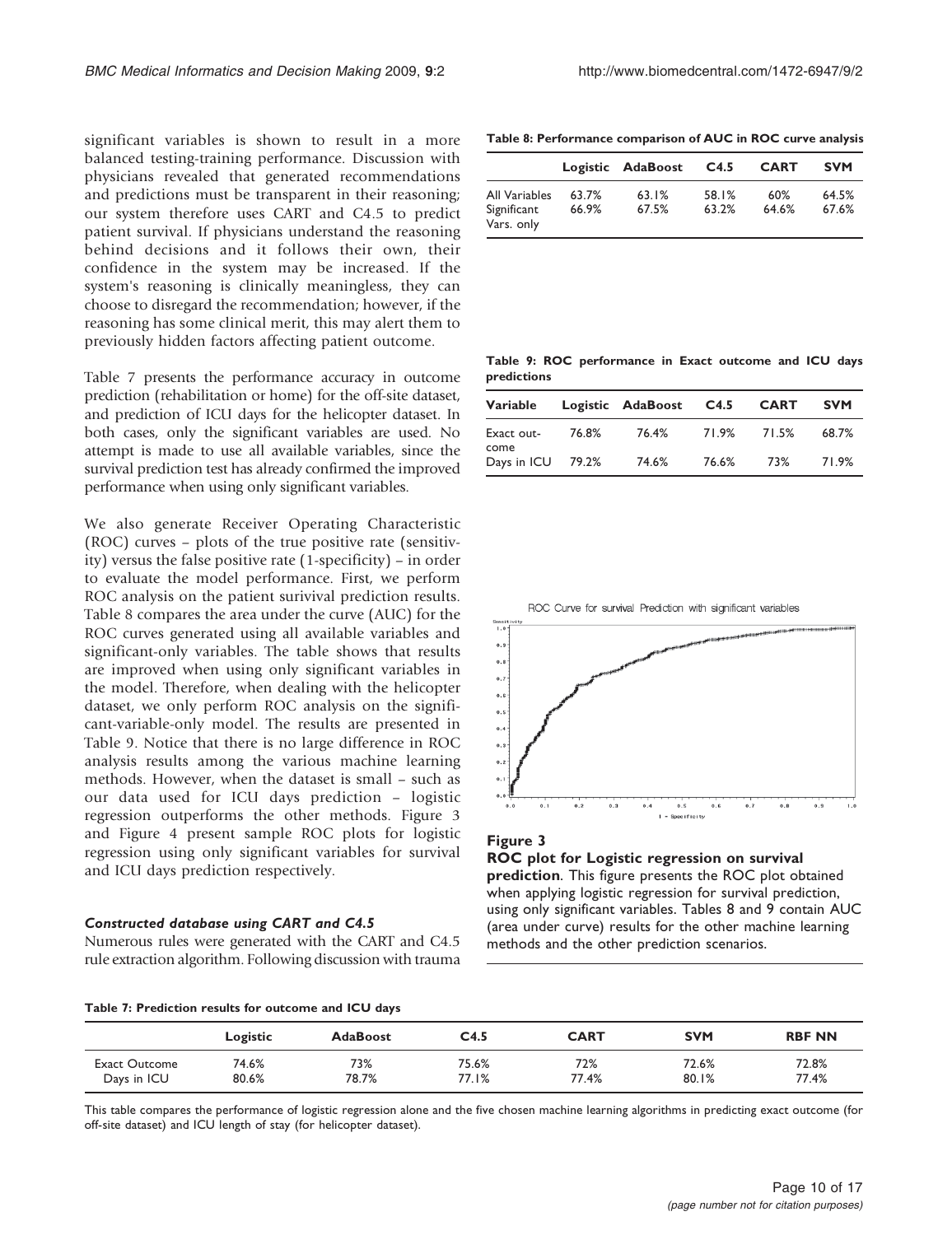significant variables is shown to result in a more balanced testing-training performance. Discussion with physicians revealed that generated recommendations and predictions must be transparent in their reasoning; our system therefore uses CART and C4.5 to predict patient survival. If physicians understand the reasoning behind decisions and it follows their own, their confidence in the system may be increased. If the system's reasoning is clinically meaningless, they can choose to disregard the recommendation; however, if the reasoning has some clinical merit, this may alert them to previously hidden factors affecting patient outcome.

Table 7 presents the performance accuracy in outcome prediction (rehabilitation or home) for the off-site dataset, and prediction of ICU days for the helicopter dataset. In both cases, only the significant variables are used. No attempt is made to use all available variables, since the survival prediction test has already confirmed the improved performance when using only significant variables.

We also generate Receiver Operating Characteristic (ROC) curves – plots of the true positive rate (sensitivity) versus the false positive rate (1-specificity) – in order to evaluate the model performance. First, we perform ROC analysis on the patient surivival prediction results. Table 8 compares the area under the curve (AUC) for the ROC curves generated using all available variables and significant-only variables. The table shows that results are improved when using only significant variables in the model. Therefore, when dealing with the helicopter dataset, we only perform ROC analysis on the significant-variable-only model. The results are presented in Table 9. Notice that there is no large difference in ROC analysis results among the various machine learning methods. However, when the dataset is small – such as our data used for ICU days prediction – logistic regression outperforms the other methods. Figure 3 and Figure 4 present sample ROC plots for logistic regression using only significant variables for survival and ICU days prediction respectively.

#### *Constructed database using CART and C4.5*

Numerous rules were generated with the CART and C4.5 rule extraction algorithm. Following discussion with trauma

**Table 8: Performance comparison of AUC in ROC curve analysis**

| | Logistic | AdaBoost | C4.5 | CART | SVM |
|---|---|---|---|---|---|
| All Variables | 63.7% | 63.1% | 58.1% | 60% | 64.5% |
| Significant Vars. only | 66.9% | 67.5% | 63.2% | 64.6% | 67.6% |

**Table 9: ROC performance in Exact outcome and ICU days predictions**

| Variable | Logistic | AdaBoost | C4.5 | CART | SVM |
|---|---|---|---|---|---|
| Exact outcome | 76.8% | 76.4% | 71.9% | 71.5% | 68.7% |
| Days in ICU | 79.2% | 74.6% | 76.6% | 73% | 71.9% |

**Figure 3**

**ROC plot for Logistic regression on survival prediction**. This figure presents the ROC plot obtained when applying logistic regression for survival prediction, using only significant variables. Tables 8 and 9 contain AUC (area under curve) results for the other machine learning methods and the other prediction scenarios.

**Table 7: Prediction results for outcome and ICU days**

| | Logistic | AdaBoost | C4.5 | CART | SVM | RBF NN |
|---|---|---|---|---|---|---|
| Exact Outcome | 74.6% | 73% | 75.6% | 72% | 72.6% | 72.8% |
| Days in ICU | 80.6% | 78.7% | 77.1% | 77.4% | 80.1% | 77.4% |

This table compares the performance of logistic regression alone and the five chosen machine learning algorithms in predicting exact outcome (for off-site dataset) and ICU length of stay (for helicopter dataset).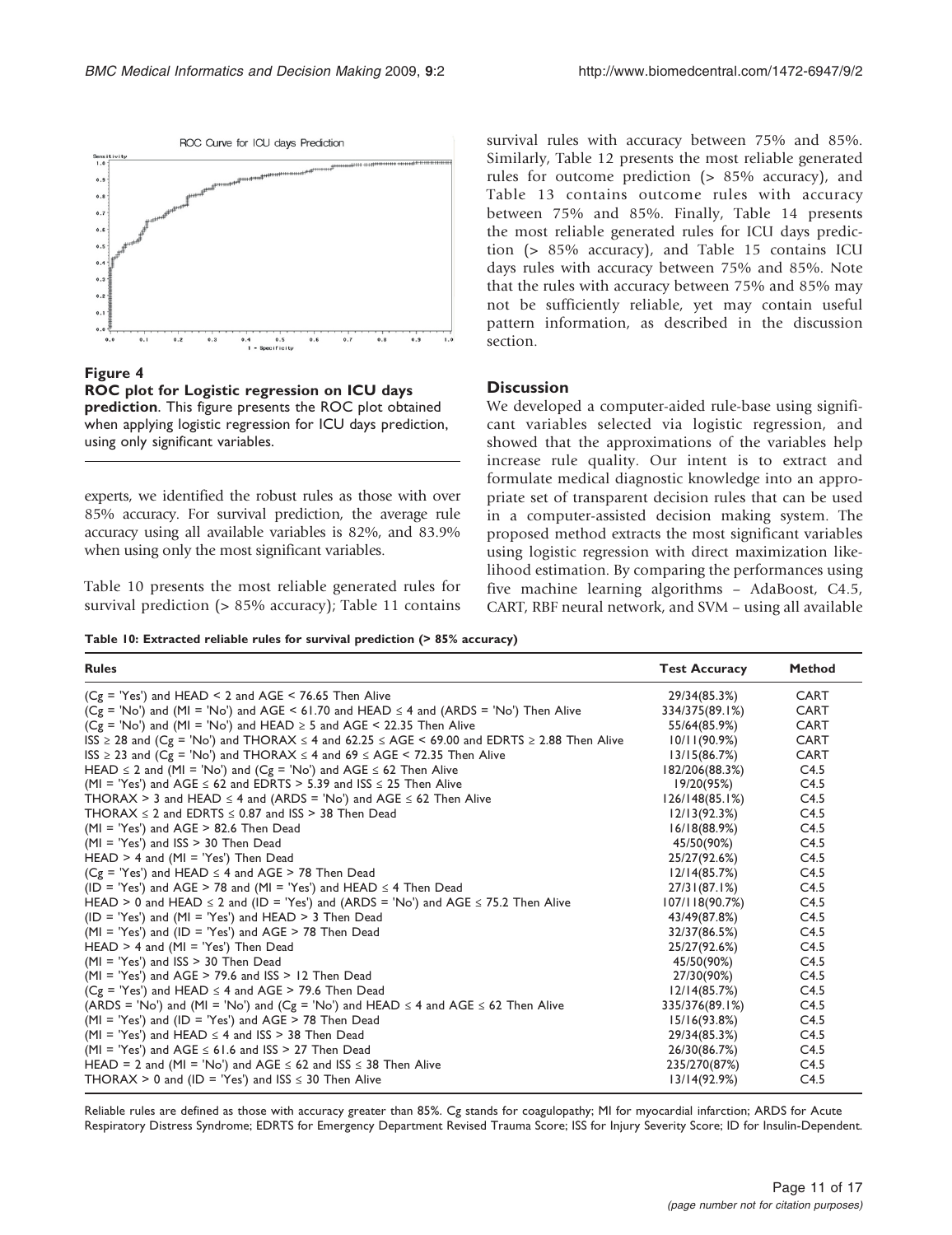**Figure 4**

**ROC plot for Logistic regression on ICU days prediction**. This figure presents the ROC plot obtained when applying logistic regression for ICU days prediction, using only significant variables.

experts, we identified the robust rules as those with over 85% accuracy. For survival prediction, the average rule accuracy using all available variables is 82%, and 83.9% when using only the most significant variables.

Table 10 presents the most reliable generated rules for survival prediction (> 85% accuracy); Table 11 contains survival rules with accuracy between 75% and 85%. Similarly, Table 12 presents the most reliable generated rules for outcome prediction (> 85% accuracy), and Table 13 contains outcome rules with accuracy between 75% and 85%. Finally, Table 14 presents the most reliable generated rules for ICU days prediction (> 85% accuracy), and Table 15 contains ICU days rules with accuracy between 75% and 85%. Note that the rules with accuracy between 75% and 85% may not be sufficiently reliable, yet may contain useful pattern information, as described in the discussion section.

## Discussion

We developed a computer-aided rule-base using significant variables selected via logistic regression, and showed that the approximations of the variables help increase rule quality. Our intent is to extract and formulate medical diagnostic knowledge into an appropriate set of transparent decision rules that can be used in a computer-assisted decision making system. The proposed method extracts the most significant variables using logistic regression with direct maximization likelihood estimation. By comparing the performances using five machine learning algorithms – AdaBoost, C4.5, CART, RBF neural network, and SVM – using all available

**Table 10: Extracted reliable rules for survival prediction (> 85% accuracy)**

| Rules | Test Accuracy | Method |
|---|---|---|
| (Cg = 'Yes') and HEAD < 2 and AGE < 76.65 Then Alive | 29/34(85.3%) | CART |
| (Cg = 'No') and (MI = 'No') and AGE < 61.70 and HEAD ≤ 4 and (ARDS = 'No') Then Alive | 334/375(89.1%) | CART |
| (Cg = 'No') and (MI = 'No') and HEAD ≥ 5 and AGE < 22.35 Then Alive | 55/64(85.9%) | CART |
| ISS ≥ 28 and (Cg = 'No') and THORAX ≤ 4 and 62.25 ≤ AGE < 69.00 and EDRTS ≥ 2.88 Then Alive | 10/11(90.9%) | CART |
| ISS ≥ 23 and (Cg = 'No') and THORAX ≤ 4 and 69 ≤ AGE < 72.35 Then Alive | 13/15(86.7%) | CART |
| HEAD ≤ 2 and (MI = 'No') and (Cg = 'No') and AGE ≤ 62 Then Alive | 182/206(88.3%) | C4.5 |
| (MI = 'Yes') and AGE ≤ 62 and EDRTS > 5.39 and ISS ≤ 25 Then Alive | 19/20(95%) | C4.5 |
| THORAX > 3 and HEAD ≤ 4 and (ARDS = 'No') and AGE ≤ 62 Then Alive | 126/148(85.1%) | C4.5 |
| THORAX ≤ 2 and EDRTS ≤ 0.87 and ISS > 38 Then Dead | 12/13(92.3%) | C4.5 |
| (MI = 'Yes') and AGE > 82.6 Then Dead | 16/18(88.9%) | C4.5 |
| (MI = 'Yes') and ISS > 30 Then Dead | 45/50(90%) | C4.5 |
| HEAD > 4 and (MI = 'Yes') Then Dead | 25/27(92.6%) | C4.5 |
| (Cg = 'Yes') and HEAD ≤ 4 and AGE > 78 Then Dead | 12/14(85.7%) | C4.5 |
| (ID = 'Yes') and AGE > 78 and (MI = 'Yes') and HEAD ≤ 4 Then Dead | 27/31(87.1%) | C4.5 |
| HEAD > 0 and HEAD ≤ 2 and (ID = 'Yes') and (ARDS = 'No') and AGE ≤ 75.2 Then Alive | 107/118(90.7%) | C4.5 |
| (ID = 'Yes') and (MI = 'Yes') and HEAD > 3 Then Dead | 43/49(87.8%) | C4.5 |
| (MI = 'Yes') and (ID = 'Yes') and AGE > 78 Then Dead | 32/37(86.5%) | C4.5 |
| HEAD > 4 and (MI = 'Yes') Then Dead | 25/27(92.6%) | C4.5 |
| (MI = 'Yes') and ISS > 30 Then Dead | 45/50(90%) | C4.5 |
| (MI = 'Yes') and AGE > 79.6 and ISS > 12 Then Dead | 27/30(90%) | C4.5 |
| (Cg = 'Yes') and HEAD ≤ 4 and AGE > 79.6 Then Dead | 12/14(85.7%) | C4.5 |
| (ARDS = 'No') and (MI = 'No') and (Cg = 'No') and HEAD ≤ 4 and AGE ≤ 62 Then Alive | 335/376(89.1%) | C4.5 |
| (MI = 'Yes') and (ID = 'Yes') and AGE > 78 Then Dead | 15/16(93.8%) | C4.5 |
| (MI = 'Yes') and HEAD ≤ 4 and ISS > 38 Then Dead | 29/34(85.3%) | C4.5 |
| (MI = 'Yes') and AGE ≤ 61.6 and ISS > 27 Then Dead | 26/30(86.7%) | C4.5 |
| HEAD = 2 and (MI = 'No') and AGE ≤ 62 and ISS ≤ 38 Then Alive | 235/270(87%) | C4.5 |
| THORAX > 0 and (ID = 'Yes') and ISS ≤ 30 Then Alive | 13/14(92.9%) | C4.5 |

Reliable rules are defined as those with accuracy greater than 85%. Cg stands for coagulopathy; MI for myocardial infarction; ARDS for Acute Respiratory Distress Syndrome; EDRTS for Emergency Department Revised Trauma Score; ISS for Injury Severity Score; ID for Insulin-Dependent.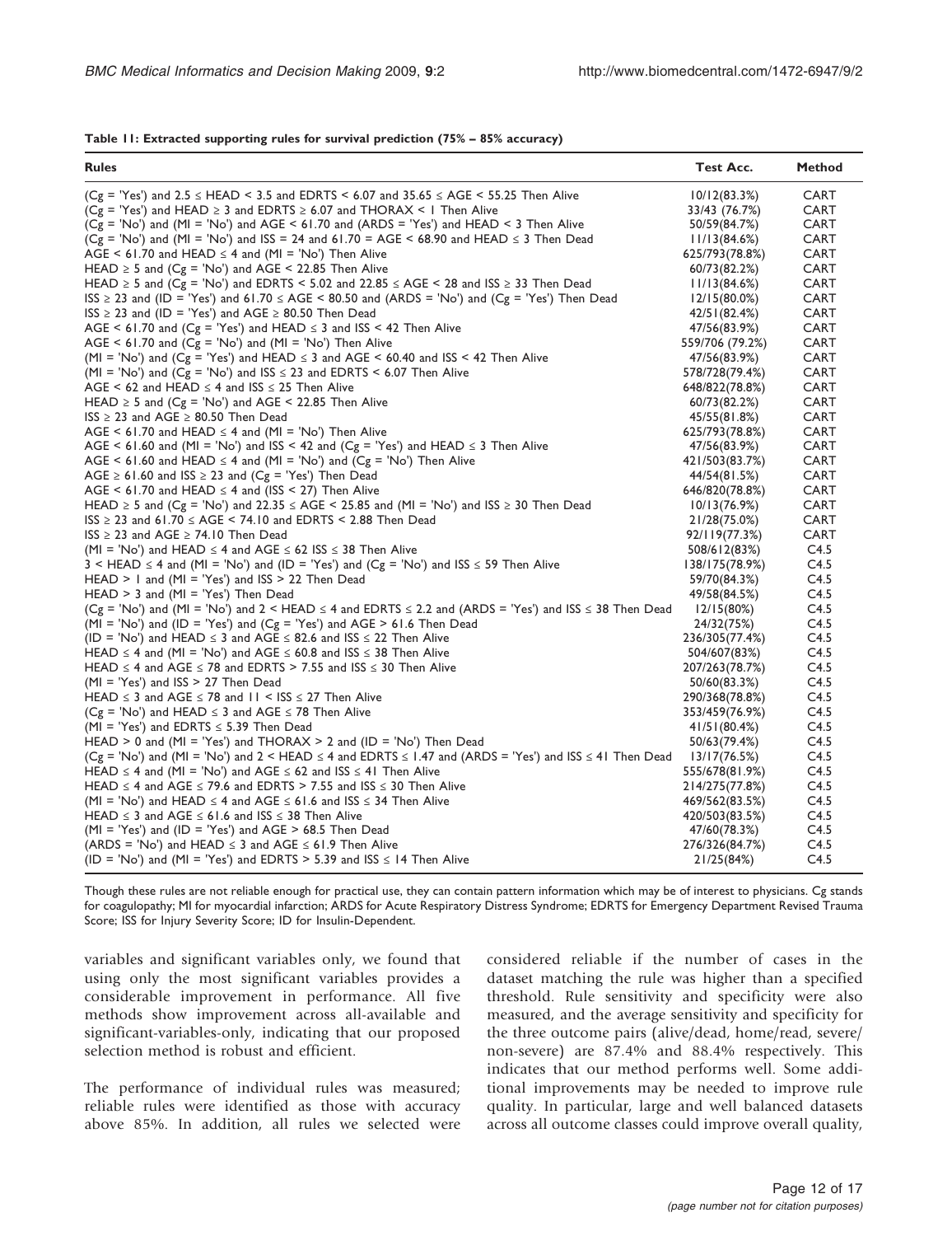**Table 11: Extracted supporting rules for survival prediction (75% – 85% accuracy)**

| Rules | Test Acc. | Method |
|---|---|---|
| (Cg = 'Yes') and 2.5 ≤ HEAD < 3.5 and EDRTS < 6.07 and 35.65 ≤ AGE < 55.25 Then Alive | 10/12(83.3%) | CART |
| (Cg = 'Yes') and HEAD ≥ 3 and EDRTS ≥ 6.07 and THORAX < 1 Then Alive | 33/43 (76.7%) | CART |
| (Cg = 'No') and (MI = 'No') and AGE < 61.70 and (ARDS = 'Yes') and HEAD < 3 Then Alive | 50/59(84.7%) | CART |
| (Cg = 'No') and (MI = 'No') and ISS = 24 and 61.70 = AGE < 68.90 and HEAD ≤ 3 Then Dead | 11/13(84.6%) | CART |
| AGE < 61.70 and HEAD ≤ 4 and (MI = 'No') Then Alive | 625/793(78.8%) | CART |
| HEAD ≥ 5 and (Cg = 'No') and AGE < 22.85 Then Alive | 60/73(82.2%) | CART |
| HEAD ≥ 5 and (Cg = 'No') and EDRTS < 5.02 and 22.85 ≤ AGE < 28 and ISS ≥ 33 Then Dead | 11/13(84.6%) | CART |
| ISS ≥ 23 and (ID = 'Yes') and 61.70 ≤ AGE < 80.50 and (ARDS = 'No') and (Cg = 'Yes') Then Dead | 12/15(80.0%) | CART |
| ISS ≥ 23 and (ID = 'Yes') and AGE ≥ 80.50 Then Dead | 42/51(82.4%) | CART |
| AGE < 61.70 and (Cg = 'Yes') and HEAD ≤ 3 and ISS < 42 Then Alive | 47/56(83.9%) | CART |
| AGE < 61.70 and (Cg = 'No') and (MI = 'No') Then Alive | 559/706 (79.2%) | CART |
| (MI = 'No') and (Cg = 'Yes') and HEAD ≤ 3 and AGE < 60.40 and ISS < 42 Then Alive | 47/56(83.9%) | CART |
| (MI = 'No') and (Cg = 'No') and ISS ≤ 23 and EDRTS < 6.07 Then Alive | 578/728(79.4%) | CART |
| AGE < 62 and HEAD ≤ 4 and ISS ≤ 25 Then Alive | 648/822(78.8%) | CART |
| HEAD ≥ 5 and (Cg = 'No') and AGE < 22.85 Then Alive | 60/73(82.2%) | CART |
| ISS ≥ 23 and AGE ≥ 80.50 Then Dead | 45/55(81.8%) | CART |
| AGE < 61.70 and HEAD ≤ 4 and (MI = 'No') Then Alive | 625/793(78.8%) | CART |
| AGE < 61.60 and (MI = 'No') and ISS < 42 and (Cg = 'Yes') and HEAD ≤ 3 Then Alive | 47/56(83.9%) | CART |
| AGE < 61.60 and HEAD ≤ 4 and (MI = 'No') and (Cg = 'No') Then Alive | 421/503(83.7%) | CART |
| AGE ≥ 61.60 and ISS ≥ 23 and (Cg = 'Yes') Then Dead | 44/54(81.5%) | CART |
| AGE < 61.70 and HEAD ≤ 4 and (ISS < 27) Then Alive | 646/820(78.8%) | CART |
| HEAD ≥ 5 and (Cg = 'No') and 22.35 ≤ AGE < 25.85 and (MI = 'No') and ISS ≥ 30 Then Dead | 10/13(76.9%) | CART |
| ISS ≥ 23 and 61.70 ≤ AGE < 74.10 and EDRTS < 2.88 Then Dead | 21/28(75.0%) | CART |
| ISS ≥ 23 and AGE ≥ 74.10 Then Dead | 92/119(77.3%) | CART |
| (MI = 'No') and HEAD ≤ 4 and AGE ≤ 62 ISS ≤ 38 Then Alive | 508/612(83%) | C4.5 |
| 3 < HEAD ≤ 4 and (MI = 'No') and (ID = 'Yes') and (Cg = 'No') and ISS ≤ 59 Then Alive | 138/175(78.9%) | C4.5 |
| HEAD > 1 and (MI = 'Yes') and ISS > 22 Then Dead | 59/70(84.3%) | C4.5 |
| HEAD > 3 and (MI = 'Yes') Then Dead | 49/58(84.5%) | C4.5 |
| (Cg = 'No') and (MI = 'No') and 2 < HEAD ≤ 4 and EDRTS ≤ 2.2 and (ARDS = 'Yes') and ISS ≤ 38 Then Dead | 12/15(80%) | C4.5 |
| (MI = 'No') and (ID = 'Yes') and (Cg = 'Yes') and AGE > 61.6 Then Dead | 24/32(75%) | C4.5 |
| (ID = 'No') and HEAD ≤ 3 and AGE ≤ 82.6 and ISS ≤ 22 Then Alive | 236/305(77.4%) | C4.5 |
| HEAD ≤ 4 and (MI = 'No') and AGE ≤ 60.8 and ISS ≤ 38 Then Alive | 504/607(83%) | C4.5 |
| HEAD ≤ 4 and AGE ≤ 78 and EDRTS > 7.55 and ISS ≤ 30 Then Alive | 207/263(78.7%) | C4.5 |
| (MI = 'Yes') and ISS > 27 Then Dead | 50/60(83.3%) | C4.5 |
| HEAD ≤ 3 and AGE ≤ 78 and 11 < ISS ≤ 27 Then Alive | 290/368(78.8%) | C4.5 |
| (Cg = 'No') and HEAD ≤ 3 and AGE ≤ 78 Then Alive | 353/459(76.9%) | C4.5 |
| (MI = 'Yes') and EDRTS ≤ 5.39 Then Dead | 41/51(80.4%) | C4.5 |
| HEAD > 0 and (MI = 'Yes') and THORAX > 2 and (ID = 'No') Then Dead | 50/63(79.4%) | C4.5 |
| (Cg = 'No') and (MI = 'No') and 2 < HEAD ≤ 4 and EDRTS ≤ 1.47 and (ARDS = 'Yes') and ISS ≤ 41 Then Dead | 13/17(76.5%) | C4.5 |
| HEAD ≤ 4 and (MI = 'No') and AGE ≤ 62 and ISS ≤ 41 Then Alive | 555/678(81.9%) | C4.5 |
| HEAD ≤ 4 and AGE ≤ 79.6 and EDRTS > 7.55 and ISS ≤ 30 Then Alive | 214/275(77.8%) | C4.5 |
| (MI = 'No') and HEAD ≤ 4 and AGE ≤ 61.6 and ISS ≤ 34 Then Alive | 469/562(83.5%) | C4.5 |
| HEAD ≤ 3 and AGE ≤ 61.6 and ISS ≤ 38 Then Alive | 420/503(83.5%) | C4.5 |
| (MI = 'Yes') and (ID = 'Yes') and AGE > 68.5 Then Dead | 47/60(78.3%) | C4.5 |
| (ARDS = 'No') and HEAD ≤ 3 and AGE ≤ 61.9 Then Alive | 276/326(84.7%) | C4.5 |
| (ID = 'No') and (MI = 'Yes') and EDRTS > 5.39 and ISS ≤ 14 Then Alive | 21/25(84%) | C4.5 |

Though these rules are not reliable enough for practical use, they can contain pattern information which may be of interest to physicians. Cg stands for coagulopathy; MI for myocardial infarction; ARDS for Acute Respiratory Distress Syndrome; EDRTS for Emergency Department Revised Trauma Score; ISS for Injury Severity Score; ID for Insulin-Dependent.

variables and significant variables only, we found that using only the most significant variables provides a considerable improvement in performance. All five methods show improvement across all-available and significant-variables-only, indicating that our proposed selection method is robust and efficient.

The performance of individual rules was measured; reliable rules were identified as those with accuracy above 85%. In addition, all rules we selected were considered reliable if the number of cases in the dataset matching the rule was higher than a specified threshold. Rule sensitivity and specificity were also measured, and the average sensitivity and specificity for the three outcome pairs (alive/dead, home/read, severe/non-severe) are 87.4% and 88.4% respectively. This indicates that our method performs well. Some additional improvements may be needed to improve rule quality. In particular, large and well balanced datasets across all outcome classes could improve overall quality,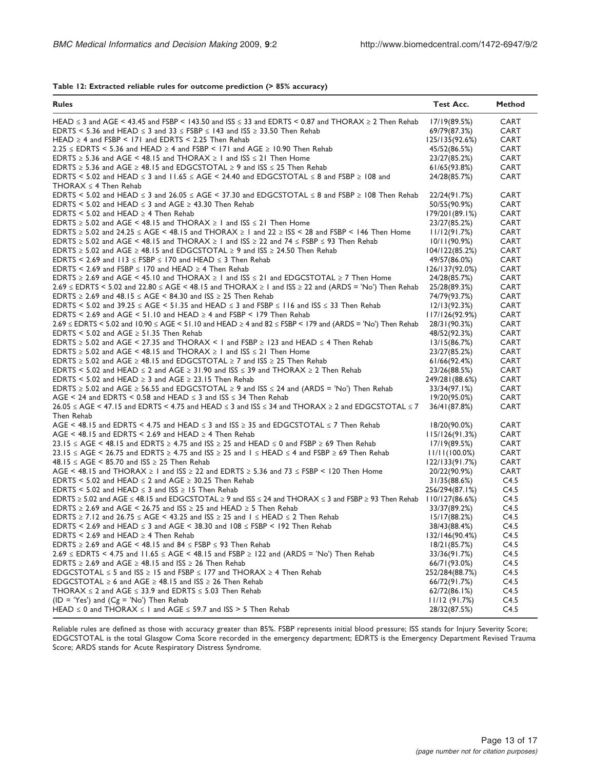**Table 12: Extracted reliable rules for outcome prediction (> 85% accuracy)**

| Rules | Test Acc. | Method |
|---|---|---|
| HEAD ≤ 3 and AGE < 43.45 and FSBP < 143.50 and ISS ≤ 33 and EDRTS < 0.87 and THORAX ≥ 2 Then Rehab | 17/19(89.5%) | CART |
| EDRTS < 5.36 and HEAD ≤ 3 and 33 ≤ FSBP ≤ 143 and ISS ≥ 33.50 Then Rehab | 69/79(87.3%) | CART |
| HEAD ≥ 4 and FSBP < 171 and EDRTS < 2.25 Then Rehab | 125/135(92.6%) | CART |
| 2.25 ≤ EDRTS < 5.36 and HEAD ≥ 4 and FSBP < 171 and AGE ≥ 10.90 Then Rehab | 45/52(86.5%) | CART |
| EDRTS ≥ 5.36 and AGE < 48.15 and THORAX ≥ 1 and ISS ≤ 21 Then Home | 23/27(85.2%) | CART |
| EDRTS ≥ 5.36 and AGE ≥ 48.15 and EDGCSTOTAL ≥ 9 and ISS ≤ 25 Then Rehab | 61/65(93.8%) | CART |
| EDRTS < 5.02 and HEAD ≤ 3 and 11.65 ≤ AGE < 24.40 and EDGCSTOTAL ≤ 8 and FSBP ≥ 108 and THORAX ≤ 4 Then Rehab | 24/28(85.7%) | CART |
| EDRTS < 5.02 and HEAD ≤ 3 and 26.05 ≤ AGE < 37.30 and EDGCSTOTAL ≤ 8 and FSBP ≥ 108 Then Rehab | 22/24(91.7%) | CART |
| EDRTS < 5.02 and HEAD ≤ 3 and AGE ≥ 43.30 Then Rehab | 50/55(90.9%) | CART |
| EDRTS < 5.02 and HEAD ≥ 4 Then Rehab | 179/201(89.1%) | CART |
| EDRTS ≥ 5.02 and AGE < 48.15 and THORAX ≥ 1 and ISS ≤ 21 Then Home | 23/27(85.2%) | CART |
| EDRTS ≥ 5.02 and 24.25 ≤ AGE < 48.15 and THORAX ≥ 1 and 22 ≥ ISS < 28 and FSBP < 146 Then Home | 11/12(91.7%) | CART |
| EDRTS ≥ 5.02 and AGE < 48.15 and THORAX ≥ 1 and ISS ≥ 22 and 74 ≤ FSBP ≤ 93 Then Rehab | 10/11(90.9%) | CART |
| EDRTS ≥ 5.02 and AGE ≥ 48.15 and EDGCSTOTAL ≥ 9 and ISS ≥ 24.50 Then Rehab | 104/122(85.2%) | CART |
| EDRTS < 2.69 and 113 ≤ FSBP ≤ 170 and HEAD ≤ 3 Then Rehab | 49/57(86.0%) | CART |
| EDRTS < 2.69 and FSBP ≤ 170 and HEAD ≥ 4 Then Rehab | 126/137(92.0%) | CART |
| EDRTS ≥ 2.69 and AGE < 45.10 and THORAX ≥ 1 and ISS ≤ 21 and EDGCSTOTAL ≥ 7 Then Home | 24/28(85.7%) | CART |
| 2.69 ≤ EDRTS < 5.02 and 22.80 ≤ AGE < 48.15 and THORAX ≥ 1 and ISS ≥ 22 and (ARDS = 'No') Then Rehab | 25/28(89.3%) | CART |
| EDRTS ≥ 2.69 and 48.15 ≤ AGE < 84.30 and ISS ≥ 25 Then Rehab | 74/79(93.7%) | CART |
| EDRTS < 5.02 and 39.25 ≤ AGE < 51.35 and HEAD ≤ 3 and FSBP ≤ 116 and ISS ≤ 33 Then Rehab | 12/13(92.3%) | CART |
| EDRTS < 2.69 and AGE < 51.10 and HEAD ≥ 4 and FSBP < 179 Then Rehab | 117/126(92.9%) | CART |
| 2.69 ≤ EDRTS < 5.02 and 10.90 ≤ AGE < 51.10 and HEAD ≥ 4 and 82 ≤ FSBP < 179 and (ARDS = 'No') Then Rehab | 28/31(90.3%) | CART |
| EDRTS < 5.02 and AGE ≥ 51.35 Then Rehab | 48/52(92.3%) | CART |
| EDRTS ≥ 5.02 and AGE < 27.35 and THORAX < 1 and FSBP ≥ 123 and HEAD ≤ 4 Then Rehab | 13/15(86.7%) | CART |
| EDRTS ≥ 5.02 and AGE < 48.15 and THORAX ≥ 1 and ISS ≤ 21 Then Home | 23/27(85.2%) | CART |
| EDRTS ≥ 5.02 and AGE ≥ 48.15 and EDGCSTOTAL ≥ 7 and ISS ≥ 25 Then Rehab | 61/66(92.4%) | CART |
| EDRTS < 5.02 and HEAD ≤ 2 and AGE ≥ 31.90 and ISS ≤ 39 and THORAX ≥ 2 Then Rehab | 23/26(88.5%) | CART |
| EDRTS < 5.02 and HEAD ≥ 3 and AGE ≥ 23.15 Then Rehab | 249/281(88.6%) | CART |
| EDRTS ≥ 5.02 and AGE ≥ 56.55 and EDGCSTOTAL ≥ 9 and ISS ≤ 24 and (ARDS = 'No') Then Rehab | 33/34(97.1%) | CART |
| AGE < 24 and EDRTS < 0.58 and HEAD ≤ 3 and ISS ≤ 34 Then Rehab | 19/20(95.0%) | CART |
| 26.05 ≤ AGE < 47.15 and EDRTS < 4.75 and HEAD ≤ 3 and ISS ≤ 34 and THORAX ≥ 2 and EDGCSTOTAL ≤ 7 Then Rehab | 36/41(87.8%) | CART |
| AGE < 48.15 and EDRTS < 4.75 and HEAD ≤ 3 and ISS ≥ 35 and EDGCSTOTAL ≤ 7 Then Rehab | 18/20(90.0%) | CART |
| AGE < 48.15 and EDRTS < 2.69 and HEAD ≥ 4 Then Rehab | 115/126(91.3%) | CART |
| 23.15 ≤ AGE < 48.15 and EDRTS ≥ 4.75 and ISS ≥ 25 and HEAD ≤ 0 and FSBP ≥ 69 Then Rehab | 17/19(89.5%) | CART |
| 23.15 ≤ AGE < 26.75 and EDRTS ≥ 4.75 and ISS ≥ 25 and 1 ≤ HEAD ≤ 4 and FSBP ≥ 69 Then Rehab | 11/11(100.0%) | CART |
| 48.15 ≤ AGE < 85.70 and ISS ≥ 25 Then Rehab | 122/133(91.7%) | CART |
| AGE < 48.15 and THORAX ≥ 1 and ISS ≥ 22 and EDRTS ≥ 5.36 and 73 ≤ FSBP < 120 Then Home | 20/22(90.9%) | CART |
| EDRTS < 5.02 and HEAD ≤ 2 and AGE ≥ 30.25 Then Rehab | 31/35(88.6%) | C4.5 |
| EDRTS < 5.02 and HEAD ≤ 3 and ISS ≥ 15 Then Rehab | 256/294(87.1%) | C4.5 |
| EDRTS ≥ 5.02 and AGE ≤ 48.15 and EDGCSTOTAL ≥ 9 and ISS ≤ 24 and THORAX ≤ 3 and FSBP ≥ 93 Then Rehab | 110/127(86.6%) | C4.5 |
| EDRTS ≥ 2.69 and AGE < 26.75 and ISS ≥ 25 and HEAD ≥ 5 Then Rehab | 33/37(89.2%) | C4.5 |
| EDRTS ≥ 7.12 and 26.75 ≤ AGE < 43.25 and ISS ≥ 25 and 1 ≤ HEAD ≤ 2 Then Rehab | 15/17(88.2%) | C4.5 |
| EDRTS < 2.69 and HEAD ≤ 3 and AGE < 38.30 and 108 ≤ FSBP < 192 Then Rehab | 38/43(88.4%) | C4.5 |
| EDRTS < 2.69 and HEAD ≥ 4 Then Rehab | 132/146(90.4%) | C4.5 |
| EDRTS ≥ 2.69 and AGE < 48.15 and 84 ≤ FSBP ≤ 93 Then Rehab | 18/21(85.7%) | C4.5 |
| 2.69 ≤ EDRTS < 4.75 and 11.65 ≤ AGE < 48.15 and FSBP ≥ 122 and (ARDS = 'No') Then Rehab | 33/36(91.7%) | C4.5 |
| EDRTS ≥ 2.69 and AGE ≥ 48.15 and ISS ≥ 26 Then Rehab | 66/71(93.0%) | C4.5 |
| EDGCSTOTAL ≤ 5 and ISS ≥ 15 and FSBP ≤ 177 and THORAX ≥ 4 Then Rehab | 252/284(88.7%) | C4.5 |
| EDGCSTOTAL ≥ 6 and AGE ≥ 48.15 and ISS ≥ 26 Then Rehab | 66/72(91.7%) | C4.5 |
| THORAX ≤ 2 and AGE ≤ 33.9 and EDRTS ≤ 5.03 Then Rehab | 62/72(86.1%) | C4.5 |
| (ID = 'Yes') and (Cg = 'No') Then Rehab | 11/12 (91.7%) | C4.5 |
| HEAD ≤ 0 and THORAX ≤ 1 and AGE ≤ 59.7 and ISS > 5 Then Rehab | 28/32(87.5%) | C4.5 |

Reliable rules are defined as those with accuracy greater than 85%. FSBP represents initial blood pressure; ISS stands for Injury Severity Score; EDGCSTOTAL is the total Glasgow Coma Score recorded in the emergency department; EDRTS is the Emergency Department Revised Trauma Score; ARDS stands for Acute Respiratory Distress Syndrome.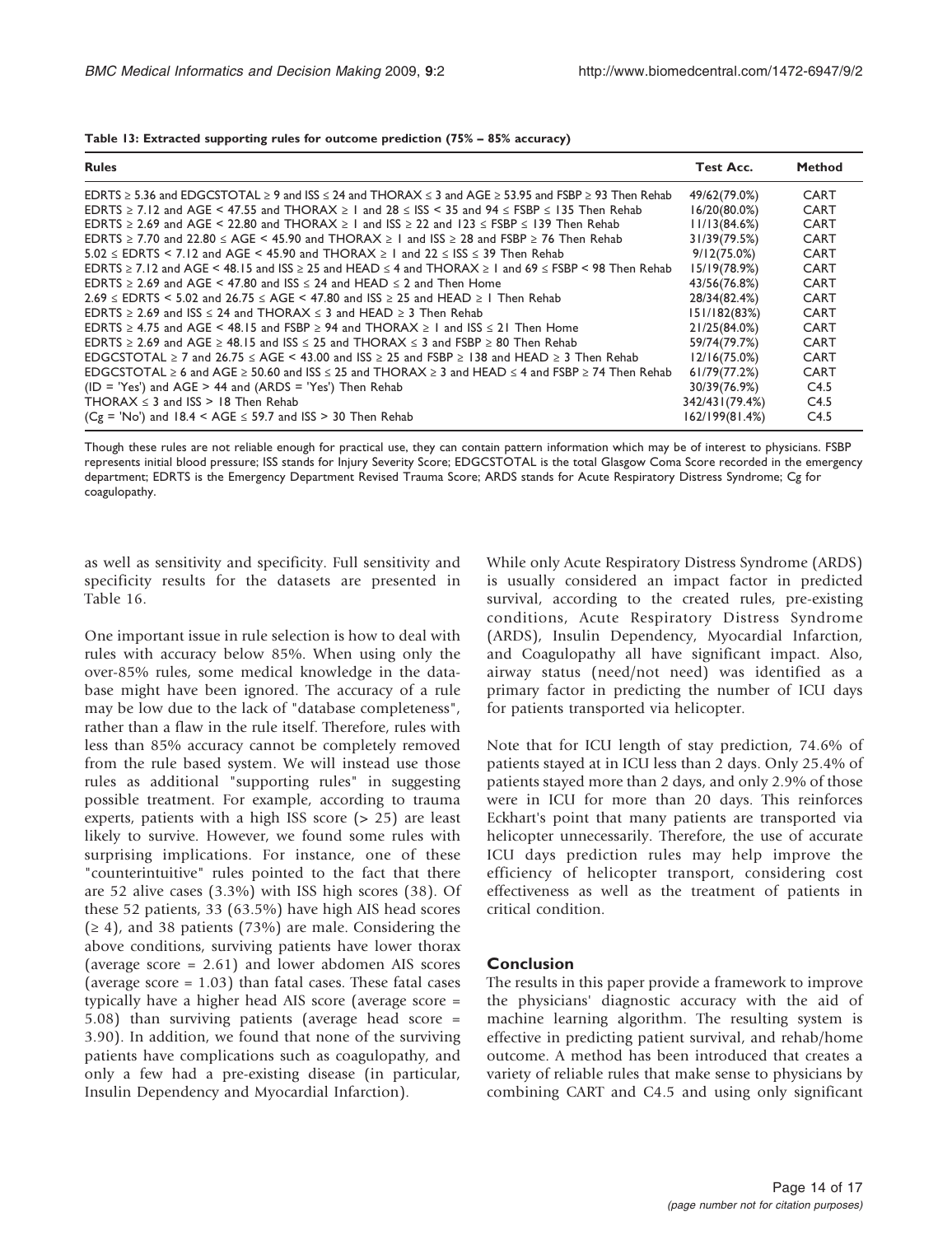**Table 13: Extracted supporting rules for outcome prediction (75% – 85% accuracy)**

| Rules | Test Acc. | Method |
|---|---|---|
| EDRTS ≥ 5.36 and EDGCSTOTAL ≥ 9 and ISS ≤ 24 and THORAX ≤ 3 and AGE ≥ 53.95 and FSBP ≥ 93 Then Rehab | 49/62(79.0%) | CART |
| EDRTS ≥ 7.12 and AGE < 47.55 and THORAX ≥ 1 and 28 ≤ ISS < 35 and 94 ≤ FSBP ≤ 135 Then Rehab | 16/20(80.0%) | CART |
| EDRTS ≥ 2.69 and AGE < 22.80 and THORAX ≥ 1 and ISS ≥ 22 and 123 ≤ FSBP ≤ 139 Then Rehab | 11/13(84.6%) | CART |
| EDRTS ≥ 7.70 and 22.80 ≤ AGE < 45.90 and THORAX ≥ 1 and ISS ≥ 28 and FSBP ≥ 76 Then Rehab | 31/39(79.5%) | CART |
| 5.02 ≤ EDRTS < 7.12 and AGE < 45.90 and THORAX ≥ 1 and 22 ≤ ISS ≤ 39 Then Rehab | 9/12(75.0%) | CART |
| EDRTS ≥ 7.12 and AGE < 48.15 and ISS ≥ 25 and HEAD ≤ 4 and THORAX ≥ 1 and 69 ≤ FSBP < 98 Then Rehab | 15/19(78.9%) | CART |
| EDRTS ≥ 2.69 and AGE < 47.80 and ISS ≤ 24 and HEAD ≤ 2 and Then Home | 43/56(76.8%) | CART |
| 2.69 ≤ EDRTS < 5.02 and 26.75 ≤ AGE < 47.80 and ISS ≥ 25 and HEAD ≥ 1 Then Rehab | 28/34(82.4%) | CART |
| EDRTS ≥ 2.69 and ISS ≤ 24 and THORAX ≤ 3 and HEAD ≥ 3 Then Rehab | 151/182(83%) | CART |
| EDRTS ≥ 4.75 and AGE < 48.15 and FSBP ≥ 94 and THORAX ≥ 1 and ISS ≤ 21 Then Home | 21/25(84.0%) | CART |
| EDRTS ≥ 2.69 and AGE ≥ 48.15 and ISS ≤ 25 and THORAX ≤ 3 and FSBP ≥ 80 Then Rehab | 59/74(79.7%) | CART |
| EDGCSTOTAL ≥ 7 and 26.75 ≤ AGE < 43.00 and ISS ≥ 25 and FSBP ≥ 138 and HEAD ≥ 3 Then Rehab | 12/16(75.0%) | CART |
| EDGCSTOTAL ≥ 6 and AGE ≥ 50.60 and ISS ≤ 25 and THORAX ≥ 3 and HEAD ≤ 4 and FSBP ≥ 74 Then Rehab | 61/79(77.2%) | CART |
| (ID = 'Yes') and AGE > 44 and (ARDS = 'Yes') Then Rehab | 30/39(76.9%) | C4.5 |
| THORAX ≤ 3 and ISS > 18 Then Rehab | 342/431(79.4%) | C4.5 |
| (Cg = 'No') and 18.4 < AGE ≤ 59.7 and ISS > 30 Then Rehab | 162/199(81.4%) | C4.5 |

Though these rules are not reliable enough for practical use, they can contain pattern information which may be of interest to physicians. FSBP represents initial blood pressure; ISS stands for Injury Severity Score; EDGCSTOTAL is the total Glasgow Coma Score recorded in the emergency department; EDRTS is the Emergency Department Revised Trauma Score; ARDS stands for Acute Respiratory Distress Syndrome; Cg for coagulopathy.

as well as sensitivity and specificity. Full sensitivity and specificity results for the datasets are presented in Table 16.

One important issue in rule selection is how to deal with rules with accuracy below 85%. When using only the over-85% rules, some medical knowledge in the database might have been ignored. The accuracy of a rule may be low due to the lack of "database completeness", rather than a flaw in the rule itself. Therefore, rules with less than 85% accuracy cannot be completely removed from the rule based system. We will instead use those rules as additional "supporting rules" in suggesting possible treatment. For example, according to trauma experts, patients with a high ISS score (> 25) are least likely to survive. However, we found some rules with surprising implications. For instance, one of these "counterintuitive" rules pointed to the fact that there are 52 alive cases (3.3%) with ISS high scores (38). Of these 52 patients, 33 (63.5%) have high AIS head scores (≥ 4), and 38 patients (73%) are male. Considering the above conditions, surviving patients have lower thorax (average score = 2.61) and lower abdomen AIS scores (average score = 1.03) than fatal cases. These fatal cases typically have a higher head AIS score (average score = 5.08) than surviving patients (average head score = 3.90). In addition, we found that none of the surviving patients have complications such as coagulopathy, and only a few had a pre-existing disease (in particular, Insulin Dependency and Myocardial Infarction).

While only Acute Respiratory Distress Syndrome (ARDS) is usually considered an impact factor in predicted survival, according to the created rules, pre-existing conditions, Acute Respiratory Distress Syndrome (ARDS), Insulin Dependency, Myocardial Infarction, and Coagulopathy all have significant impact. Also, airway status (need/not need) was identified as a primary factor in predicting the number of ICU days for patients transported via helicopter.

Note that for ICU length of stay prediction, 74.6% of patients stayed at in ICU less than 2 days. Only 25.4% of patients stayed more than 2 days, and only 2.9% of those were in ICU for more than 20 days. This reinforces Eckhart's point that many patients are transported via helicopter unnecessarily. Therefore, the use of accurate ICU days prediction rules may help improve the efficiency of helicopter transport, considering cost effectiveness as well as the treatment of patients in critical condition.

## Conclusion

The results in this paper provide a framework to improve the physicians' diagnostic accuracy with the aid of machine learning algorithm. The resulting system is effective in predicting patient survival, and rehab/home outcome. A method has been introduced that creates a variety of reliable rules that make sense to physicians by combining CART and C4.5 and using only significant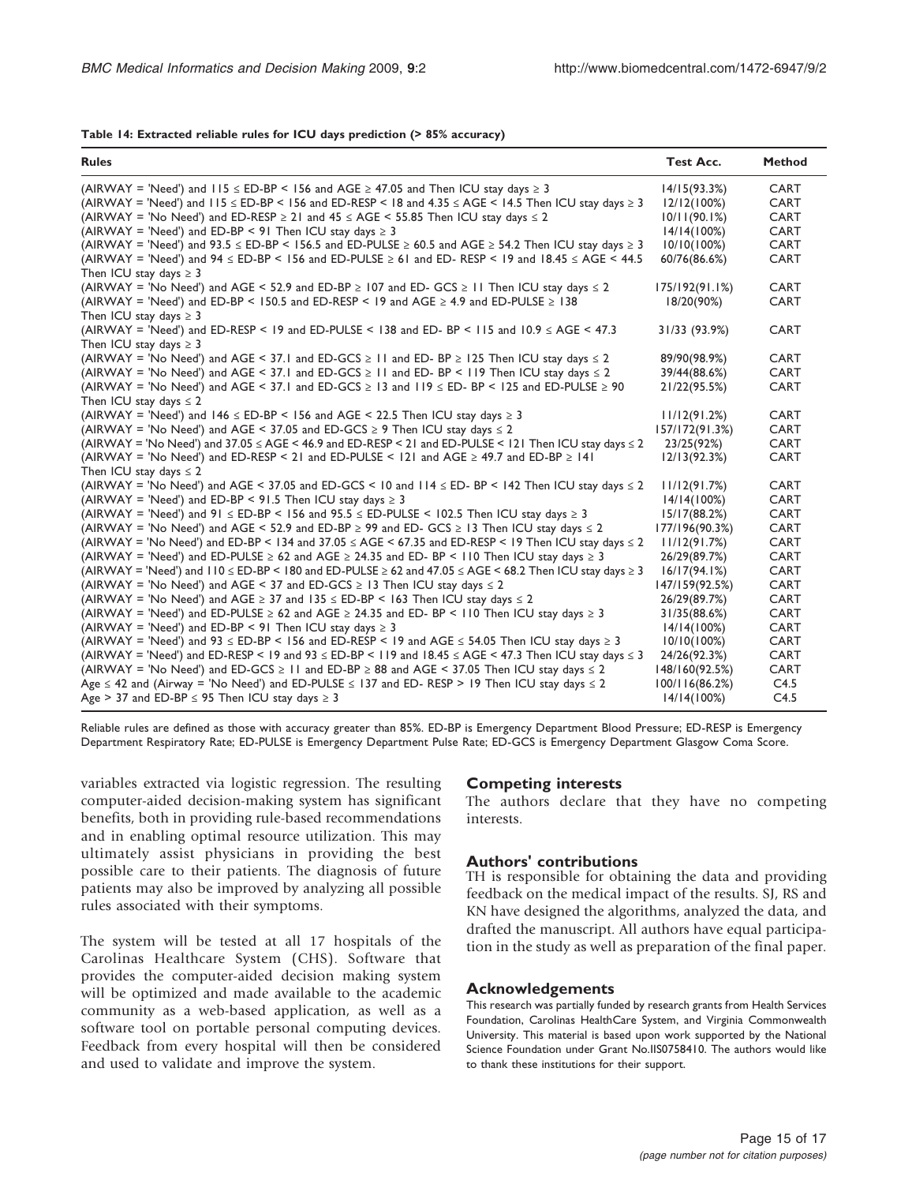**Table 14: Extracted reliable rules for ICU days prediction (> 85% accuracy)**

| Rules | Test Acc. | Method |
|---|---|---|
| (AIRWAY = 'Need') and 115 ≤ ED-BP < 156 and AGE ≥ 47.05 and Then ICU stay days ≥ 3 | 14/15(93.3%) | CART |
| (AIRWAY = 'Need') and 115 ≤ ED-BP < 156 and ED-RESP < 18 and 4.35 ≤ AGE < 14.5 Then ICU stay days ≥ 3 | 12/12(100%) | CART |
| (AIRWAY = 'No Need') and ED-RESP ≥ 21 and 45 ≤ AGE < 55.85 Then ICU stay days ≤ 2 | 10/11(90.1%) | CART |
| (AIRWAY = 'Need') and ED-BP < 91 Then ICU stay days ≥ 3 | 14/14(100%) | CART |
| (AIRWAY = 'Need') and 93.5 ≤ ED-BP < 156.5 and ED-PULSE ≥ 60.5 and AGE ≥ 54.2 Then ICU stay days ≥ 3 | 10/10(100%) | CART |
| (AIRWAY = 'Need') and 94 ≤ ED-BP < 156 and ED-PULSE ≥ 61 and ED- RESP < 19 and 18.45 ≤ AGE < 44.5 Then ICU stay days ≥ 3 | 60/76(86.6%) | CART |
| (AIRWAY = 'No Need') and AGE < 52.9 and ED-BP ≥ 107 and ED- GCS ≥ 11 Then ICU stay days ≤ 2 | 175/192(91.1%) | CART |
| (AIRWAY = 'Need') and ED-BP < 150.5 and ED-RESP < 19 and AGE ≥ 4.9 and ED-PULSE ≥ 138 Then ICU stay days ≥ 3 | 18/20(90%) | CART |
| (AIRWAY = 'Need') and ED-RESP < 19 and ED-PULSE < 138 and ED- BP < 115 and 10.9 ≤ AGE < 47.3 Then ICU stay days ≥ 3 | 31/33 (93.9%) | CART |
| (AIRWAY = 'No Need') and AGE < 37.1 and ED-GCS ≥ 11 and ED- BP ≥ 125 Then ICU stay days ≤ 2 | 89/90(98.9%) | CART |
| (AIRWAY = 'No Need') and AGE < 37.1 and ED-GCS ≥ 11 and ED- BP < 119 Then ICU stay days ≤ 2 | 39/44(88.6%) | CART |
| (AIRWAY = 'No Need') and AGE < 37.1 and ED-GCS ≥ 13 and 119 ≤ ED- BP < 125 and ED-PULSE ≥ 90 Then ICU stay days ≤ 2 | 21/22(95.5%) | CART |
| (AIRWAY = 'Need') and 146 ≤ ED-BP < 156 and AGE < 22.5 Then ICU stay days ≥ 3 | 11/12(91.2%) | CART |
| (AIRWAY = 'No Need') and AGE < 37.05 and ED-GCS ≥ 9 Then ICU stay days ≤ 2 | 157/172(91.3%) | CART |
| (AIRWAY = 'No Need') and 37.05 ≤ AGE < 46.9 and ED-RESP < 21 and ED-PULSE < 121 Then ICU stay days ≤ 2 | 23/25(92%) | CART |
| (AIRWAY = 'No Need') and ED-RESP < 21 and ED-PULSE < 121 and AGE ≥ 49.7 and ED-BP ≥ 141 Then ICU stay days ≤ 2 | 12/13(92.3%) | CART |
| (AIRWAY = 'No Need') and AGE < 37.05 and ED-GCS < 10 and 114 ≤ ED- BP < 142 Then ICU stay days ≤ 2 | 11/12(91.7%) | CART |
| (AIRWAY = 'Need') and ED-BP < 91.5 Then ICU stay days ≥ 3 | 14/14(100%) | CART |
| (AIRWAY = 'Need') and 91 ≤ ED-BP < 156 and 95.5 ≤ ED-PULSE < 102.5 Then ICU stay days ≥ 3 | 15/17(88.2%) | CART |
| (AIRWAY = 'No Need') and AGE < 52.9 and ED-BP ≥ 99 and ED- GCS ≥ 13 Then ICU stay days ≤ 2 | 177/196(90.3%) | CART |
| (AIRWAY = 'No Need') and ED-BP < 134 and 37.05 ≤ AGE < 67.35 and ED-RESP < 19 Then ICU stay days ≤ 2 | 11/12(91.7%) | CART |
| (AIRWAY = 'Need') and ED-PULSE ≥ 62 and AGE ≥ 24.35 and ED- BP < 110 Then ICU stay days ≥ 3 | 26/29(89.7%) | CART |
| (AIRWAY = 'Need') and 110 ≤ ED-BP < 180 and ED-PULSE ≥ 62 and 47.05 ≤ AGE < 68.2 Then ICU stay days ≥ 3 | 16/17(94.1%) | CART |
| (AIRWAY = 'No Need') and AGE < 37 and ED-GCS ≥ 13 Then ICU stay days ≤ 2 | 147/159(92.5%) | CART |
| (AIRWAY = 'No Need') and AGE ≥ 37 and 135 ≤ ED-BP < 163 Then ICU stay days ≤ 2 | 26/29(89.7%) | CART |
| (AIRWAY = 'Need') and ED-PULSE ≥ 62 and AGE ≥ 24.35 and ED- BP < 110 Then ICU stay days ≥ 3 | 31/35(88.6%) | CART |
| (AIRWAY = 'Need') and ED-BP < 91 Then ICU stay days ≥ 3 | 14/14(100%) | CART |
| (AIRWAY = 'Need') and 93 ≤ ED-BP < 156 and ED-RESP < 19 and AGE ≥ 54.05 Then ICU stay days ≥ 3 | 10/10(100%) | CART |
| (AIRWAY = 'Need') and ED-RESP < 19 and 93 ≤ ED-BP < 119 and 18.45 ≤ AGE < 47.3 Then ICU stay days ≤ 3 | 24/26(92.3%) | CART |
| (AIRWAY = 'No Need') and ED-GCS ≥ 11 and ED-BP ≥ 88 and AGE < 37.05 Then ICU stay days ≤ 2 | 148/160(92.5%) | CART |
| Age ≤ 42 and (Airway = 'No Need') and ED-PULSE ≤ 137 and ED- RESP > 19 Then ICU stay days ≤ 2 | 100/116(86.2%) | C4.5 |
| Age > 37 and ED-BP ≤ 95 Then ICU stay days ≥ 3 | 14/14(100%) | C4.5 |

Reliable rules are defined as those with accuracy greater than 85%. ED-BP is Emergency Department Blood Pressure; ED-RESP is Emergency Department Respiratory Rate; ED-PULSE is Emergency Department Pulse Rate; ED-GCS is Emergency Department Glasgow Coma Score.

variables extracted via logistic regression. The resulting computer-aided decision-making system has significant benefits, both in providing rule-based recommendations and in enabling optimal resource utilization. This may ultimately assist physicians in providing the best possible care to their patients. The diagnosis of future patients may also be improved by analyzing all possible rules associated with their symptoms.

The system will be tested at all 17 hospitals of the Carolinas Healthcare System (CHS). Software that provides the computer-aided decision making system will be optimized and made available to the academic community as a web-based application, as well as a software tool on portable personal computing devices. Feedback from every hospital will then be considered and used to validate and improve the system.

## Competing interests

The authors declare that they have no competing interests.

## Authors' contributions

TH is responsible for obtaining the data and providing feedback on the medical impact of the results. SJ, RS and KN have designed the algorithms, analyzed the data, and drafted the manuscript. All authors have equal participation in the study as well as preparation of the final paper.

## Acknowledgements

This research was partially funded by research grants from Health Services Foundation, Carolinas HealthCare System, and Virginia Commonwealth University. This material is based upon work supported by the National Science Foundation under Grant No.IIS0758410. The authors would like to thank these institutions for their support.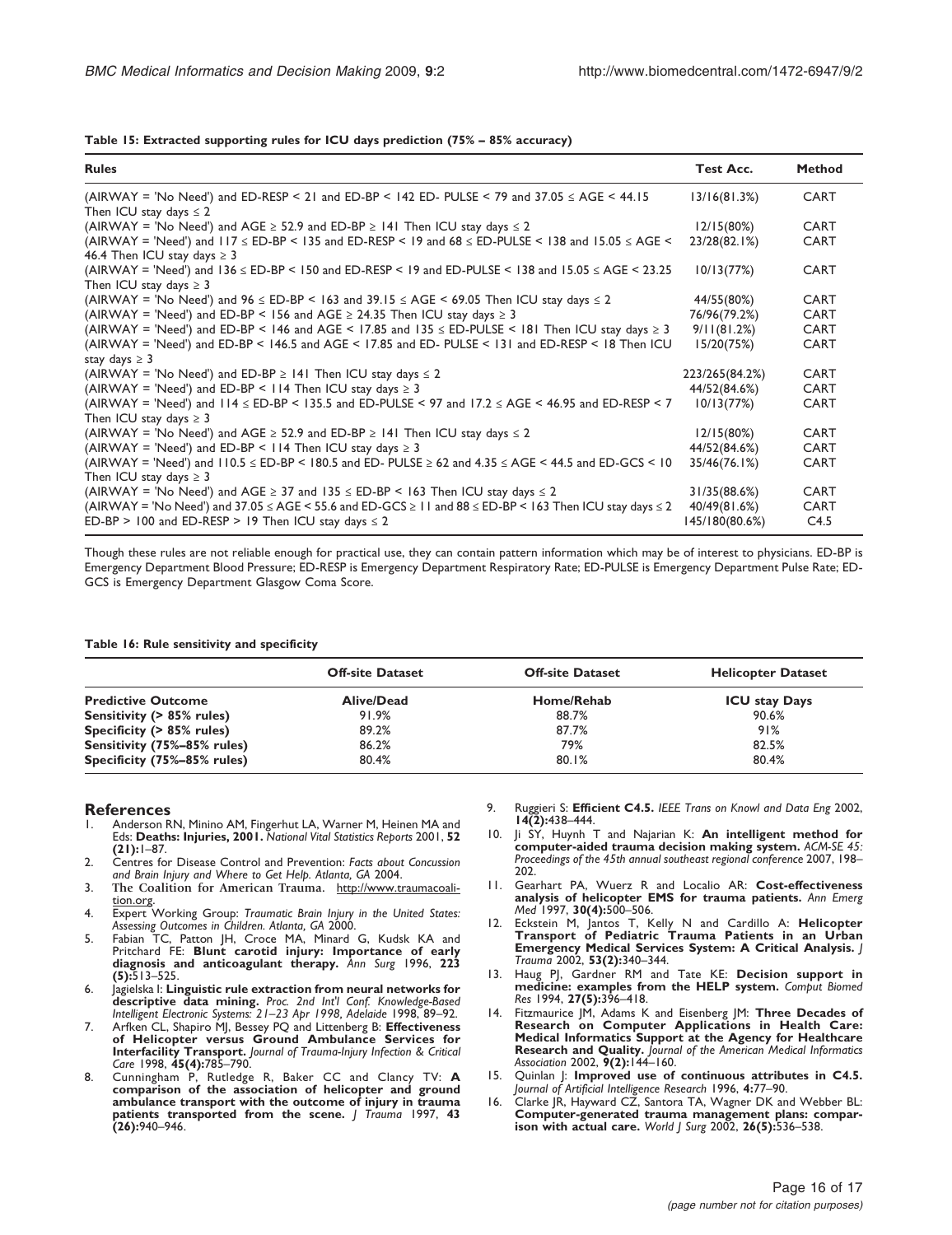**Table 15: Extracted supporting rules for ICU days prediction (75% – 85% accuracy)**

| Rules | Test Acc. | Method |
|---|---|---|
| (AIRWAY = 'No Need') and ED-RESP < 21 and ED-BP < 142 ED- PULSE < 79 and 37.05 ≤ AGE < 44.15 Then ICU stay days ≤ 2 | 13/16(81.3%) | CART |
| (AIRWAY = 'No Need') and AGE ≥ 52.9 and ED-BP ≥ 141 Then ICU stay days ≤ 2 | 12/15(80%) | CART |
| (AIRWAY = 'Need') and 117 ≤ ED-BP < 135 and ED-RESP < 19 and 68 ≤ ED-PULSE < 138 and 15.05 ≤ AGE < 46.4 Then ICU stay days ≥ 3 | 23/28(82.1%) | CART |
| (AIRWAY = 'Need') and 136 ≤ ED-BP < 150 and ED-RESP < 19 and ED-PULSE < 138 and 15.05 ≤ AGE < 23.25 Then ICU stay days ≥ 3 | 10/13(77%) | CART |
| (AIRWAY = 'No Need') and 96 ≤ ED-BP < 163 and 39.15 ≤ AGE < 69.05 Then ICU stay days ≤ 2 | 44/55(80%) | CART |
| (AIRWAY = 'Need') and ED-BP < 156 and AGE ≥ 24.35 Then ICU stay days ≥ 3 | 76/96(79.2%) | CART |
| (AIRWAY = 'Need') and ED-BP < 146 and AGE < 17.85 and 135 ≤ ED-PULSE < 181 Then ICU stay days ≥ 3 | 9/11(81.2%) | CART |
| (AIRWAY = 'Need') and ED-BP < 146.5 and AGE < 17.85 and ED- PULSE < 131 and ED-RESP < 18 Then ICU stay days ≥ 3 | 15/20(75%) | CART |
| (AIRWAY = 'No Need') and ED-BP ≥ 141 Then ICU stay days ≤ 2 | 223/265(84.2%) | CART |
| (AIRWAY = 'Need') and ED-BP < 114 Then ICU stay days ≥ 3 | 44/52(84.6%) | CART |
| (AIRWAY = 'Need') and 114 ≤ ED-BP < 135.5 and ED-PULSE < 97 and 17.2 ≤ AGE < 46.95 and ED-RESP < 7 Then ICU stay days ≥ 3 | 10/13(77%) | CART |
| (AIRWAY = 'No Need') and AGE ≥ 52.9 and ED-BP ≥ 141 Then ICU stay days ≤ 2 | 12/15(80%) | CART |
| (AIRWAY = 'Need') and ED-BP < 114 Then ICU stay days ≥ 3 | 44/52(84.6%) | CART |
| (AIRWAY = 'Need') and 110.5 ≤ ED-BP < 180.5 and ED- PULSE ≥ 62 and 4.35 ≤ AGE < 44.5 and ED-GCS < 10 Then ICU stay days ≥ 3 | 35/46(76.1%) | CART |
| (AIRWAY = 'No Need') and AGE ≥ 37 and 135 ≤ ED-BP < 163 Then ICU stay days ≤ 2 | 31/35(88.6%) | CART |
| (AIRWAY = 'No Need') and 37.05 ≤ AGE < 55.6 and ED-GCS ≥ 11 and 88 ≤ ED-BP < 163 Then ICU stay days ≤ 2 | 40/49(81.6%) | CART |
| ED-BP > 100 and ED-RESP > 19 Then ICU stay days ≤ 2 | 145/180(80.6%) | C4.5 |

Though these rules are not reliable enough for practical use, they can contain pattern information which may be of interest to physicians. ED-BP is Emergency Department Blood Pressure; ED-RESP is Emergency Department Respiratory Rate; ED-PULSE is Emergency Department Pulse Rate; ED-GCS is Emergency Department Glasgow Coma Score.

**Table 16: Rule sensitivity and specificity**

| | Off-site Dataset | Off-site Dataset | Helicopter Dataset |
|---|---|---|---|
| **Predictive Outcome** | **Alive/Dead** | **Home/Rehab** | **ICU stay Days** |
| **Sensitivity (> 85% rules)** | 91.9% | 88.7% | 90.6% |
| **Specificity (> 85% rules)** | 89.2% | 87.7% | 91% |
| **Sensitivity (75%–85% rules)** | 86.2% | 79% | 82.5% |
| **Specificity (75%–85% rules)** | 80.4% | 80.1% | 80.4% |

## References

1. Anderson RN, Minino AM, Fingerhut LA, Warner M, Heinen MA and Eds: **Deaths: Injuries, 2001.** *National Vital Statistics Reports* 2001, **52 (21):**1–87.
2. Centres for Disease Control and Prevention: *Facts about Concussion and Brain Injury and Where to Get Help. Atlanta, GA* 2004.
3. The Coalition for American Trauma. http://www.traumacoalition.org.
4. Expert Working Group: *Traumatic Brain Injury in the United States: Assessing Outcomes in Children. Atlanta, GA* 2000.
5. Fabian TC, Patton JH, Croce MA, Minard G, Kudsk KA and Pritchard FE: **Blunt carotid injury: Importance of early diagnosis and anticoagulant therapy.** *Ann Surg* 1996, **223 (5):**513–525.
6. Jagielska I: **Linguistic rule extraction from neural networks for descriptive data mining.** *Proc. 2nd Int'l Conf. Knowledge-Based Intelligent Electronic Systems: 21–23 Apr 1998, Adelaide* 1998, 89–92.
7. Arfken CL, Shapiro MJ, Bessey PQ and Littenberg B: **Effectiveness of Helicopter versus Ground Ambulance Services for Interfacility Transport.** *Journal of Trauma-Injury Infection & Critical Care* 1998, **45(4):**785–790.
8. Cunningham P, Rutledge R, Baker CC and Clancy TV: **A comparison of the association of helicopter and ground ambulance transport with the outcome of injury in trauma patients transported from the scene.** *J Trauma* 1997, **43 (26):**940–946.
9. Ruggieri S: **Efficient C4.5.** *IEEE Trans on Knowl and Data Eng* 2002, **14(2):**438–444.
10. Ji SY, Huynh T and Najarian K: **An intelligent method for computer-aided trauma decision making system.** *ACM-SE 45: Proceedings of the 45th annual southeast regional conference* 2007, 198–202.
11. Gearhart PA, Wuerz R and Localio AR: **Cost-effectiveness analysis of helicopter EMS for trauma patients.** *Ann Emerg Med* 1997, **30(4):**500–506.
12. Eckstein M, Jantos T, Kelly N and Cardillo A: **Helicopter Transport of Pediatric Trauma Patients in an Urban Emergency Medical Services System: A Critical Analysis.** *J Trauma* 2002, **53(2):**340–344.
13. Haug PJ, Gardner RM and Tate KE: **Decision support in medicine: examples from the HELP system.** *Comput Biomed Res* 1994, **27(5):**396–418.
14. Fitzmaurice JM, Adams K and Eisenberg JM: **Three Decades of Research on Computer Applications in Health Care: Medical Informatics Support at the Agency for Healthcare Research and Quality.** *Journal of the American Medical Informatics Association* 2002, **9(2):**144–160.
15. Quinlan J: **Improved use of continuous attributes in C4.5.** *Journal of Artificial Intelligence Research* 1996, **4:**77–90.
16. Clarke JR, Hayward CZ, Santora TA, Wagner DK and Webber BL: **Computer-generated trauma management plans: comparison with actual care.** *World J Surg* 2002, **26(5):**536–538.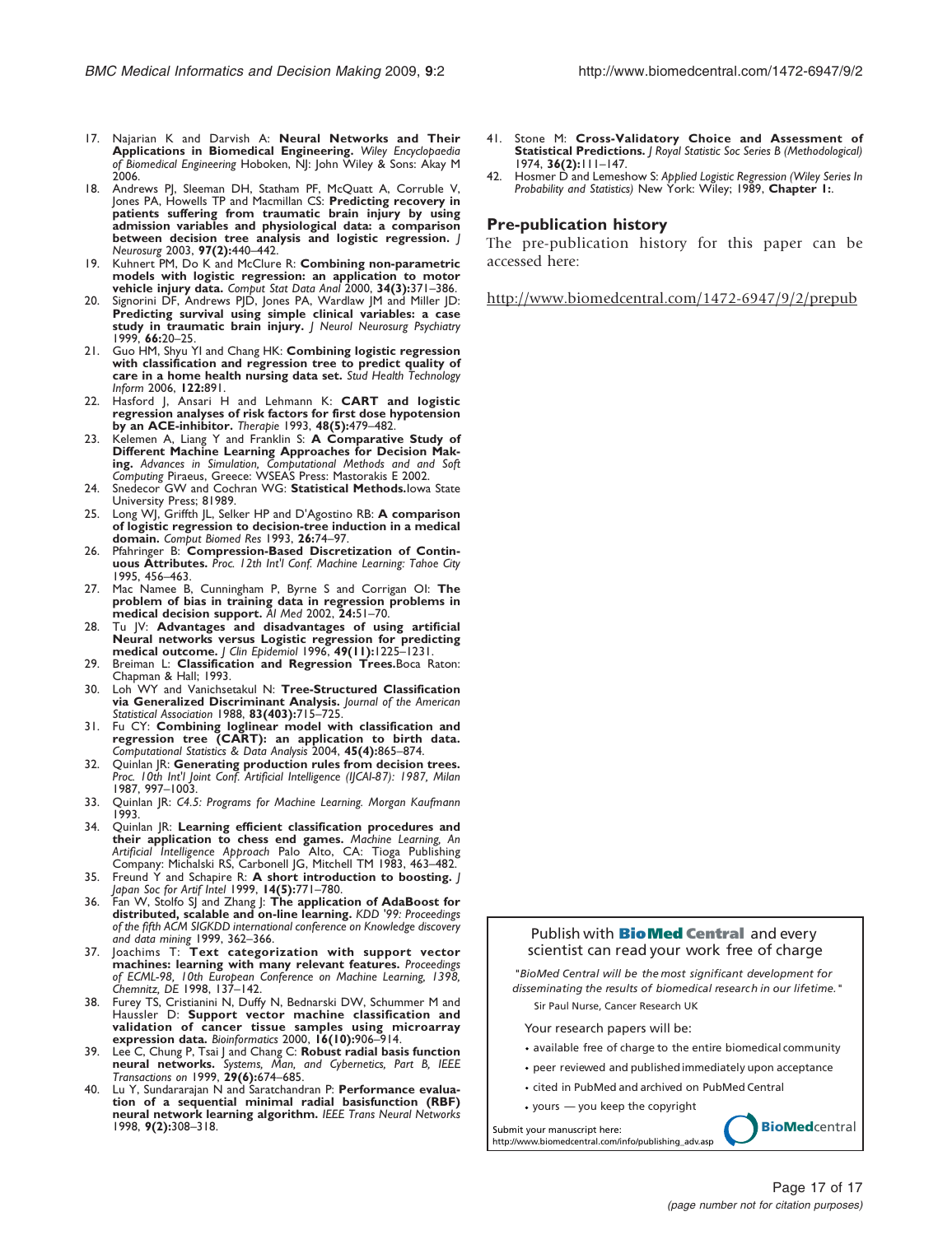17. Najarian K and Darvish A: **Neural Networks and Their Applications in Biomedical Engineering.** *Wiley Encyclopaedia of Biomedical Engineering* Hoboken, NJ: John Wiley & Sons: Akay M 2006.
18. Andrews PJ, Sleeman DH, Statham PF, McQuatt A, Corruble V, Jones PA, Howells TP and Macmillan CS: **Predicting recovery in patients suffering from traumatic brain injury by using admission variables and physiological data: a comparison between decision tree analysis and logistic regression.** *J Neurosurg* 2003, **97(2):**440–442.
19. Kuhnert PM, Do K and McClure R: **Combining non-parametric models with logistic regression: an application to motor vehicle injury data.** *Comput Stat Data Anal* 2000, **34(3):**371–386.
20. Signorini DF, Andrews PJD, Jones PA, Wardlaw JM and Miller JD: **Predicting survival using simple clinical variables: a case study in traumatic brain injury.** *J Neurol Neurosurg Psychiatry* 1999, **66:**20–25.
21. Guo HM, Shyu YI and Chang HK: **Combining logistic regression with classification and regression tree to predict quality of care in a home health nursing data set.** *Stud Health Technology Inform* 2006, **122:**891.
22. Hasford J, Ansari H and Lehmann K: **CART and logistic regression analyses of risk factors for first dose hypotension by an ACE-inhibitor.** *Therapie* 1993, **48(5):**479–482.
23. Kelemen A, Liang Y and Franklin S: **A Comparative Study of Different Machine Learning Approaches for Decision Making.** *Advances in Simulation, Computational Methods and and Soft Computing* Piraeus, Greece: WSEAS Press: Mastorakis E 2002.
24. Snedecor GW and Cochran WG: **Statistical Methods.**Iowa State University Press; 81989.
25. Long WJ, Griffth JL, Selker HP and D'Agostino RB: **A comparison of logistic regression to decision-tree induction in a medical domain.** *Comput Biomed Res* 1993, **26:**74–97.
26. Pfahringer B: **Compression-Based Discretization of Continuous Attributes.** *Proc. 12th Int'l Conf. Machine Learning: Tahoe City* 1995, 456–463.
27. Mac Namee B, Cunningham P, Byrne S and Corrigan OI: **The problem of bias in training data in regression problems in medical decision support.** *AI Med* 2002, **24:**51–70.
28. Tu JV: **Advantages and disadvantages of using artificial Neural networks versus Logistic regression for predicting medical outcome.** *J Clin Epidemiol* 1996, **49(11):**1225–1231.
29. Breiman L: **Classification and Regression Trees.**Boca Raton: Chapman & Hall; 1993.
30. Loh WY and Vanichsetakul N: **Tree-Structured Classification via Generalized Discriminant Analysis.** *Journal of the American Statistical Association* 1988, **83(403):**715–725.
31. Fu CY: **Combining loglinear model with classification and regression tree (CART): an application to birth data.** *Computational Statistics & Data Analysis* 2004, **45(4):**865–874.
32. Quinlan JR: **Generating production rules from decision trees.** *Proc. 10th Int'l Joint Conf. Artificial Intelligence (IJCAI-87): 1987, Milan* 1987, 997–1003.
33. Quinlan JR: *C4.5: Programs for Machine Learning. Morgan Kaufmann* 1993.
34. Quinlan JR: **Learning efficient classification procedures and their application to chess end games.** *Machine Learning, An Artificial Intelligence Approach* Palo Alto, CA: Tioga Publishing Company: Michalski RS, Carbonell JG, Mitchell TM 1983, 463–482.
35. Freund Y and Schapire R: **A short introduction to boosting.** *J Japan Soc for Artif Intel* 1999, **14(5):**771–780.
36. Fan W, Stolfo SJ and Zhang J: **The application of AdaBoost for distributed, scalable and on-line learning.** *KDD '99: Proceedings of the fifth ACM SIGKDD international conference on Knowledge discovery and data mining* 1999, 362–366.
37. Joachims T: **Text categorization with support vector machines: learning with many relevant features.** *Proceedings of ECML-98, 10th European Conference on Machine Learning, 1398, Chemnitz, DE* 1998, 137–142.
38. Furey TS, Cristianini N, Duffy N, Bednarski DW, Schummer M and Haussler D: **Support vector machine classification and validation of cancer tissue samples using microarray expression data.** *Bioinformatics* 2000, **16(10):**906–914.
39. Lee C, Chung P, Tsai J and Chang C: **Robust radial basis function neural networks.** *Systems, Man, and Cybernetics, Part B, IEEE Transactions on* 1999, **29(6):**674–685.
40. Lu Y, Sundararajan N and Saratchandran P: **Performance evaluation of a sequential minimal radial basisfunction (RBF) neural network learning algorithm.** *IEEE Trans Neural Networks* 1998, **9(2):**308–318.
41. Stone M: **Cross-Validatory Choice and Assessment of Statistical Predictions.** *J Royal Statistic Soc Series B (Methodological)* 1974, **36(2):**111–147.
42. Hosmer D and Lemeshow S: *Applied Logistic Regression (Wiley Series In Probability and Statistics)* New York: Wiley; 1989, **Chapter 1:**.

## Pre-publication history

The pre-publication history for this paper can be accessed here:

http://www.biomedcentral.com/1472-6947/9/2/prepub

Publish with **BioMed Central** and every scientist can read your work free of charge

*"BioMed Central will be the most significant development for disseminating the results of biomedical research in our lifetime."*

Sir Paul Nurse, Cancer Research UK

Your research papers will be:

- available free of charge to the entire biomedical community
- peer reviewed and published immediately upon acceptance
- cited in PubMed and archived on PubMed Central
- yours — you keep the copyright

Submit your manuscript here:
http://www.biomedcentral.com/info/publishing_adv.asp

BioMedcentral